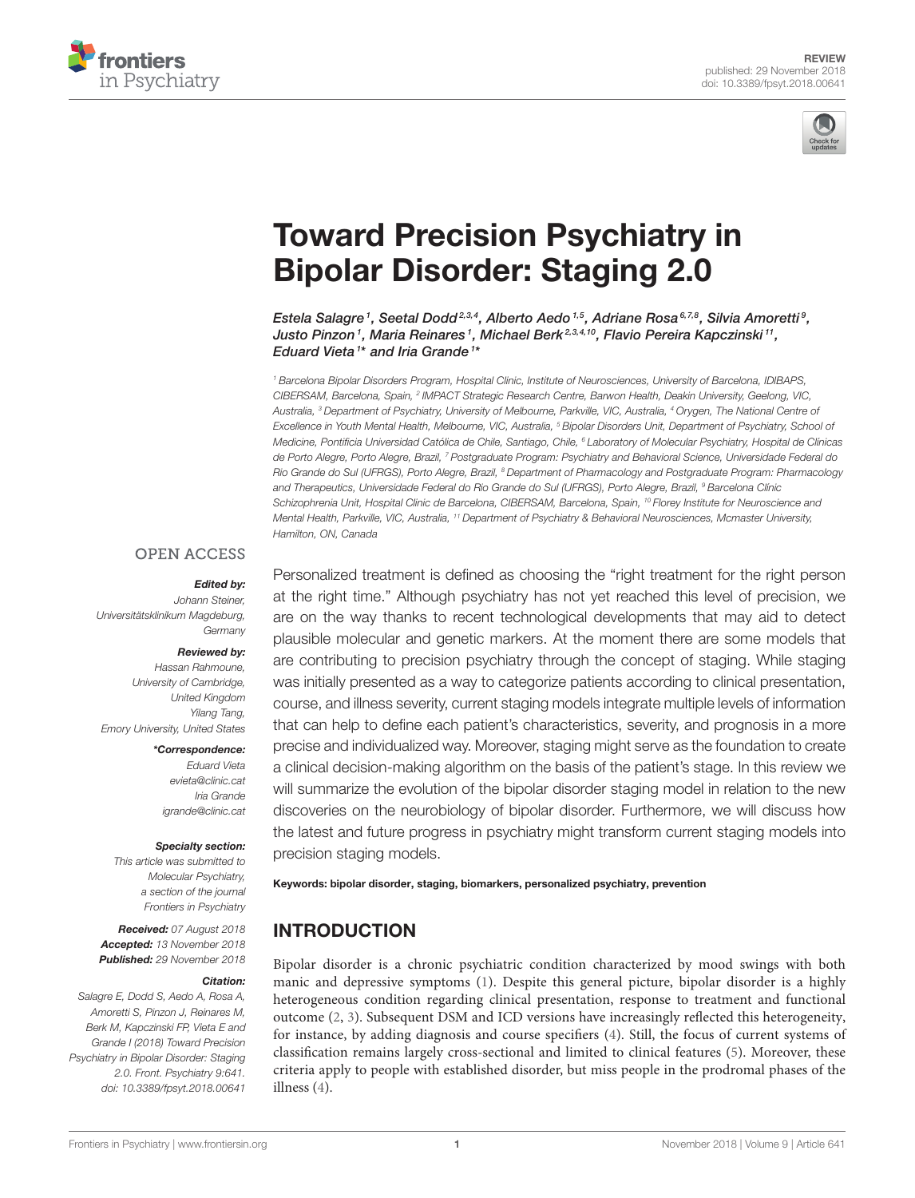REVIEW
published: 29 November 2018
doi: 10.3389/fpsyt.2018.00641

# Toward Precision Psychiatry in Bipolar Disorder: Staging 2.0

*Estela Salagre[1], Seetal Dodd[2,3,4], Alberto Aedo[1,5], Adriane Rosa[6,7,8], Silvia Amoretti[9], Justo Pinzon[1], Maria Reinares[1], Michael Berk[2,3,4,10], Flavio Pereira Kapczinski[11], Eduard Vieta[1]* and Iria Grande[1]**

[1] Barcelona Bipolar Disorders Program, Hospital Clinic, Institute of Neurosciences, University of Barcelona, IDIBAPS, CIBERSAM, Barcelona, Spain, [2] IMPACT Strategic Research Centre, Barwon Health, Deakin University, Geelong, VIC, Australia, [3] Department of Psychiatry, University of Melbourne, Parkville, VIC, Australia, [4] Orygen, The National Centre of Excellence in Youth Mental Health, Melbourne, VIC, Australia, [5] Bipolar Disorders Unit, Department of Psychiatry, School of Medicine, Pontificia Universidad Católica de Chile, Santiago, Chile, [6] Laboratory of Molecular Psychiatry, Hospital de Clínicas de Porto Alegre, Porto Alegre, Brazil, [7] Postgraduate Program: Psychiatry and Behavioral Science, Universidade Federal do Rio Grande do Sul (UFRGS), Porto Alegre, Brazil, [8] Department of Pharmacology and Postgraduate Program: Pharmacology and Therapeutics, Universidade Federal do Rio Grande do Sul (UFRGS), Porto Alegre, Brazil, [9] Barcelona Clínic Schizophrenia Unit, Hospital Clinic de Barcelona, CIBERSAM, Barcelona, Spain, [10] Florey Institute for Neuroscience and Mental Health, Parkville, VIC, Australia, [11] Department of Psychiatry & Behavioral Neurosciences, Mcmaster University, Hamilton, ON, Canada

OPEN ACCESS

***Edited by:***
Johann Steiner,
Universitätsklinikum Magdeburg, Germany

***Reviewed by:***
Hassan Rahmoune,
University of Cambridge, United Kingdom
Yilang Tang,
Emory University, United States

***\*Correspondence:***
Eduard Vieta
evieta@clinic.cat
Iria Grande
igrande@clinic.cat

***Specialty section:***
This article was submitted to Molecular Psychiatry, a section of the journal Frontiers in Psychiatry

***Received:*** 07 August 2018
***Accepted:*** 13 November 2018
***Published:*** 29 November 2018

***Citation:***
Salagre E, Dodd S, Aedo A, Rosa A, Amoretti S, Pinzon J, Reinares M, Berk M, Kapczinski FP, Vieta E and Grande I (2018) Toward Precision Psychiatry in Bipolar Disorder: Staging 2.0. Front. Psychiatry 9:641. doi: 10.3389/fpsyt.2018.00641

Personalized treatment is defined as choosing the "right treatment for the right person at the right time." Although psychiatry has not yet reached this level of precision, we are on the way thanks to recent technological developments that may aid to detect plausible molecular and genetic markers. At the moment there are some models that are contributing to precision psychiatry through the concept of staging. While staging was initially presented as a way to categorize patients according to clinical presentation, course, and illness severity, current staging models integrate multiple levels of information that can help to define each patient's characteristics, severity, and prognosis in a more precise and individualized way. Moreover, staging might serve as the foundation to create a clinical decision-making algorithm on the basis of the patient's stage. In this review we will summarize the evolution of the bipolar disorder staging model in relation to the new discoveries on the neurobiology of bipolar disorder. Furthermore, we will discuss how the latest and future progress in psychiatry might transform current staging models into precision staging models.

**Keywords: bipolar disorder, staging, biomarkers, personalized psychiatry, prevention**

## INTRODUCTION

Bipolar disorder is a chronic psychiatric condition characterized by mood swings with both manic and depressive symptoms (1). Despite this general picture, bipolar disorder is a highly heterogeneous condition regarding clinical presentation, response to treatment and functional outcome (2, 3). Subsequent DSM and ICD versions have increasingly reflected this heterogeneity, for instance, by adding diagnosis and course specifiers (4). Still, the focus of current systems of classification remains largely cross-sectional and limited to clinical features (5). Moreover, these criteria apply to people with established disorder, but miss people in the prodromal phases of the illness (4).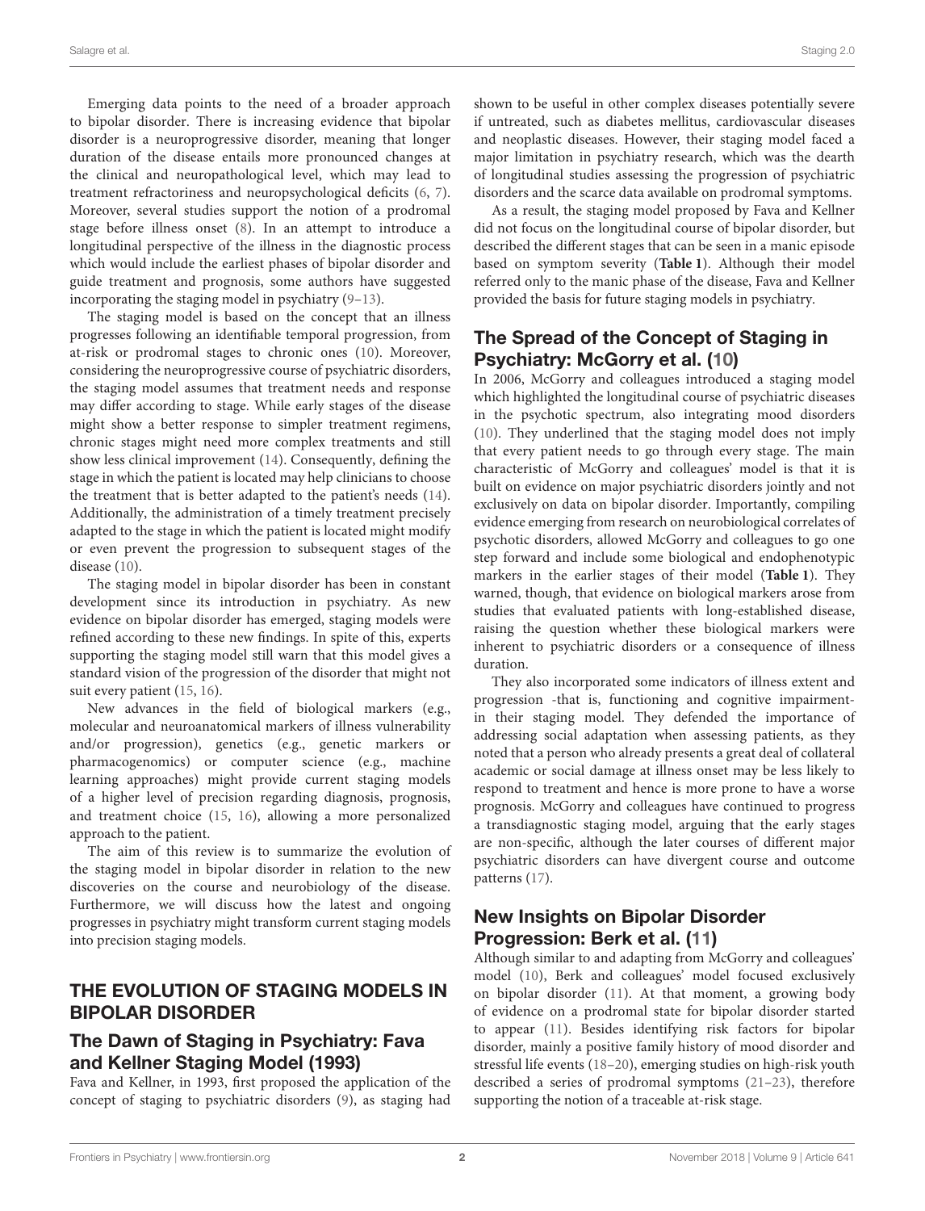Emerging data points to the need of a broader approach to bipolar disorder. There is increasing evidence that bipolar disorder is a neuroprogressive disorder, meaning that longer duration of the disease entails more pronounced changes at the clinical and neuropathological level, which may lead to treatment refractoriness and neuropsychological deficits (6, 7). Moreover, several studies support the notion of a prodromal stage before illness onset (8). In an attempt to introduce a longitudinal perspective of the illness in the diagnostic process which would include the earliest phases of bipolar disorder and guide treatment and prognosis, some authors have suggested incorporating the staging model in psychiatry (9–13).

The staging model is based on the concept that an illness progresses following an identifiable temporal progression, from at-risk or prodromal stages to chronic ones (10). Moreover, considering the neuroprogressive course of psychiatric disorders, the staging model assumes that treatment needs and response may differ according to stage. While early stages of the disease might show a better response to simpler treatment regimens, chronic stages might need more complex treatments and still show less clinical improvement (14). Consequently, defining the stage in which the patient is located may help clinicians to choose the treatment that is better adapted to the patient's needs (14). Additionally, the administration of a timely treatment precisely adapted to the stage in which the patient is located might modify or even prevent the progression to subsequent stages of the disease (10).

The staging model in bipolar disorder has been in constant development since its introduction in psychiatry. As new evidence on bipolar disorder has emerged, staging models were refined according to these new findings. In spite of this, experts supporting the staging model still warn that this model gives a standard vision of the progression of the disorder that might not suit every patient (15, 16).

New advances in the field of biological markers (e.g., molecular and neuroanatomical markers of illness vulnerability and/or progression), genetics (e.g., genetic markers or pharmacogenomics) or computer science (e.g., machine learning approaches) might provide current staging models of a higher level of precision regarding diagnosis, prognosis, and treatment choice (15, 16), allowing a more personalized approach to the patient.

The aim of this review is to summarize the evolution of the staging model in bipolar disorder in relation to the new discoveries on the course and neurobiology of the disease. Furthermore, we will discuss how the latest and ongoing progresses in psychiatry might transform current staging models into precision staging models.

## THE EVOLUTION OF STAGING MODELS IN BIPOLAR DISORDER

### The Dawn of Staging in Psychiatry: Fava and Kellner Staging Model (1993)

Fava and Kellner, in 1993, first proposed the application of the concept of staging to psychiatric disorders (9), as staging had shown to be useful in other complex diseases potentially severe if untreated, such as diabetes mellitus, cardiovascular diseases and neoplastic diseases. However, their staging model faced a major limitation in psychiatry research, which was the dearth of longitudinal studies assessing the progression of psychiatric disorders and the scarce data available on prodromal symptoms.

As a result, the staging model proposed by Fava and Kellner did not focus on the longitudinal course of bipolar disorder, but described the different stages that can be seen in a manic episode based on symptom severity (**Table 1**). Although their model referred only to the manic phase of the disease, Fava and Kellner provided the basis for future staging models in psychiatry.

### The Spread of the Concept of Staging in Psychiatry: McGorry et al. (10)

In 2006, McGorry and colleagues introduced a staging model which highlighted the longitudinal course of psychiatric diseases in the psychotic spectrum, also integrating mood disorders (10). They underlined that the staging model does not imply that every patient needs to go through every stage. The main characteristic of McGorry and colleagues' model is that it is built on evidence on major psychiatric disorders jointly and not exclusively on data on bipolar disorder. Importantly, compiling evidence emerging from research on neurobiological correlates of psychotic disorders, allowed McGorry and colleagues to go one step forward and include some biological and endophenotypic markers in the earlier stages of their model (**Table 1**). They warned, though, that evidence on biological markers arose from studies that evaluated patients with long-established disease, raising the question whether these biological markers were inherent to psychiatric disorders or a consequence of illness duration.

They also incorporated some indicators of illness extent and progression -that is, functioning and cognitive impairment- in their staging model. They defended the importance of addressing social adaptation when assessing patients, as they noted that a person who already presents a great deal of collateral academic or social damage at illness onset may be less likely to respond to treatment and hence is more prone to have a worse prognosis. McGorry and colleagues have continued to progress a transdiagnostic staging model, arguing that the early stages are non-specific, although the later courses of different major psychiatric disorders can have divergent course and outcome patterns (17).

### New Insights on Bipolar Disorder Progression: Berk et al. (11)

Although similar to and adapting from McGorry and colleagues' model (10), Berk and colleagues' model focused exclusively on bipolar disorder (11). At that moment, a growing body of evidence on a prodromal state for bipolar disorder started to appear (11). Besides identifying risk factors for bipolar disorder, mainly a positive family history of mood disorder and stressful life events (18–20), emerging studies on high-risk youth described a series of prodromal symptoms (21–23), therefore supporting the notion of a traceable at-risk stage.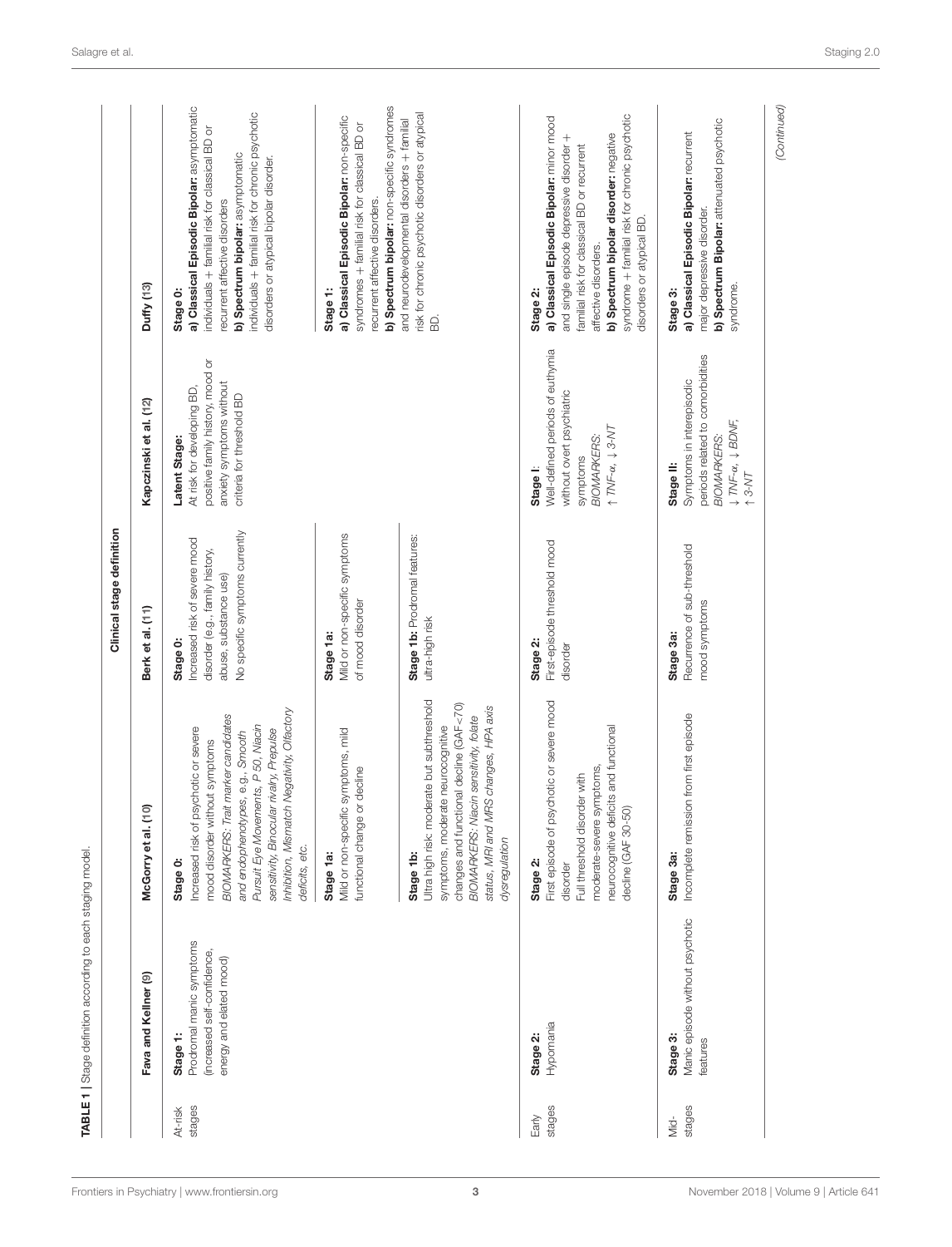**TABLE 1** | Stage definition according to each staging model.

| | Clinical stage definition | | | | |
|---|---|---|---|---|---|
| | **Fava and Kellner (9)** | **McGorry et al. (10)** | **Berk et al. (11)** | **Kapczinski et al. (12)** | **Duffy (13)** |
| At-risk stages | **Stage 1:** Prodromal manic symptoms (increased self-confidence, energy and elated mood) | **Stage 0:** Increased risk of psychotic or severe mood disorder without symptoms *BIOMARKERS: Trait marker candidates and endophenotypes, e.g., Smooth Pursuit Eye Movements, P 50, Niacin sensitivity, Binocular rivalry, Prepulse Inhibition, Mismatch Negativity, Olfactory deficits, etc.* | **Stage 0:** Increased risk of severe mood disorder (e.g., family history, abuse, substance use) No specific symptoms currently | **Latent Stage:** At risk for developing BD, positive family history, mood or anxiety symptoms without criteria for threshold BD | **Stage 0:** **a) Classical Episodic Bipolar:** asymptomatic individuals + familial risk for classical BD or recurrent affective disorders **b) Spectrum bipolar:** asymptomatic individuals + familial risk for chronic psychotic disorders or atypical bipolar disorder. |
| | | **Stage 1a:** Mild or non-specific symptoms, mild functional change or decline | **Stage 1a:** Mild or non-specific symptoms of mood disorder | | **Stage 1:** **a) Classical Episodic Bipolar:** non-specific syndromes + familial risk for classical BD or recurrent affective disorders. **b) Spectrum bipolar:** non-specific syndromes and neurodevelopmental disorders + familial risk for chronic psychotic disorders or atypical BD. |
| | | **Stage 1b:** Ultra high risk: moderate but subthreshold symptoms, moderate neurocognitive changes and functional decline (GAF<70) *BIOMARKERS: Niacin sensitivity, folate status, MRI and MRS changes, HPA axis dysregulation* | **Stage 1b:** Prodromal features: ultra-high risk | | |
| Early stages | **Stage 2:** Hypomania | **Stage 2:** First episode of psychotic or severe mood disorder Full threshold disorder with moderate-severe symptoms, neurocognitive deficits and functional decline (GAF 30-50) | **Stage 2:** First-episode threshold mood disorder | **Stage I:** Well-defined periods of euthymia without overt psychiatric symptoms *BIOMARKERS: ↑ TNF-α, ↓ 3-NT* | **Stage 2:** **a) Classical Episodic Bipolar:** minor mood and single episode depressive disorder + familial risk for classical BD or recurrent affective disorders. **b) Spectrum bipolar disorder:** negative syndrome + familial risk for chronic psychotic disorders or atypical BD. |
| Mid-stages | **Stage 3:** Manic episode without psychotic features | **Stage 3a:** Incomplete remission from first episode | **Stage 3a:** Recurrence of sub-threshold mood symptoms | **Stage II:** Symptoms in interepisodic periods related to comorbidities *BIOMARKERS: ↓ TNF-α, ↓ BDNF, ↑ 3-NT* | **Stage 3:** **a) Classical Episodic Bipolar:** recurrent major depressive disorder. **b) Spectrum Bipolar:** attenuated psychotic syndrome. |

(Continued)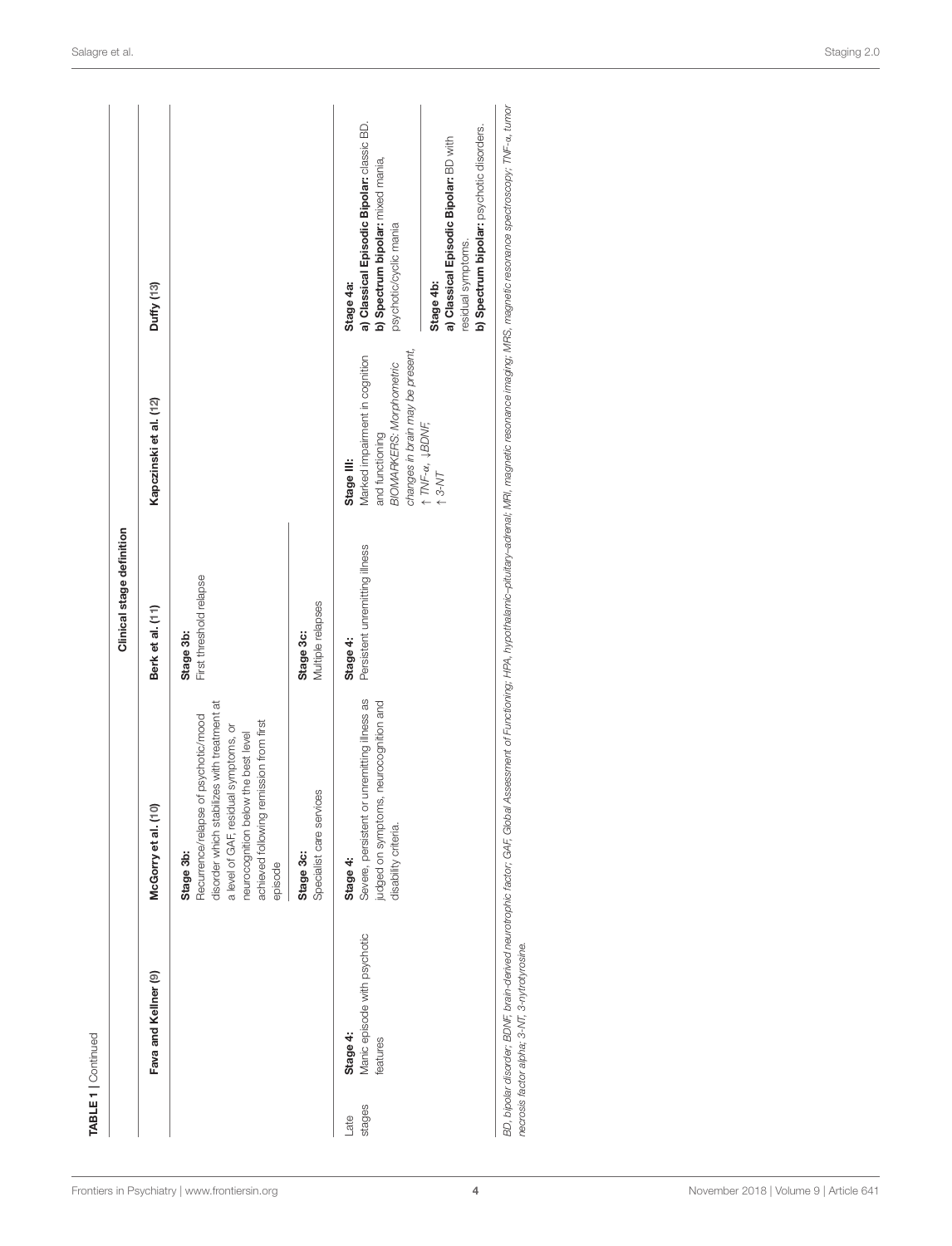**TABLE 1** | Continued

| | Clinical stage definition | | | | |
|---|---|---|---|---|---|
| | **Fava and Kellner (9)** | **McGorry et al. (10)** | **Berk et al. (11)** | **Kapczinski et al. (12)** | **Duffy (13)** |
| | | **Stage 3b:** Recurrence/relapse of psychotic/mood disorder which stabilizes with treatment at a level of GAF, residual symptoms, or neurocognition below the best level achieved following remission from first episode | **Stage 3b:** First threshold relapse | | |
| | | **Stage 3c:** Specialist care services | **Stage 3c:** Multiple relapses | | |
| Late stages | **Stage 4:** Manic episode with psychotic features | **Stage 4:** Severe, persistent or unremitting illness as judged on symptoms, neurocognition and disability criteria. | **Stage 4:** Persistent unremitting illness | **Stage III:** Marked impairment in cognition and functioning *BIOMARKERS: Morphometric changes in brain may be present,* *↑ TNF-α, ↓BDNF,* *↑ 3-NT* | **Stage 4a:** **a) Classical Episodic Bipolar:** classic BD. **b) Spectrum bipolar:** mixed mania, psychotic/cyclic mania |
| | | | | | **Stage 4b:** **a) Classical Episodic Bipolar:** BD with residual symptoms. **b) Spectrum bipolar:** psychotic disorders. |

*BD, bipolar disorder; BDNF, brain-derived neurotrophic factor; GAF, Global Assessment of Functioning; HPA, hypothalamic–pituitary–adrenal; MRI, magnetic resonance imaging; MRS, magnetic resonance spectroscopy; TNF-α, tumor necrosis factor alpha; 3-NT, 3-nytrotyrosine.*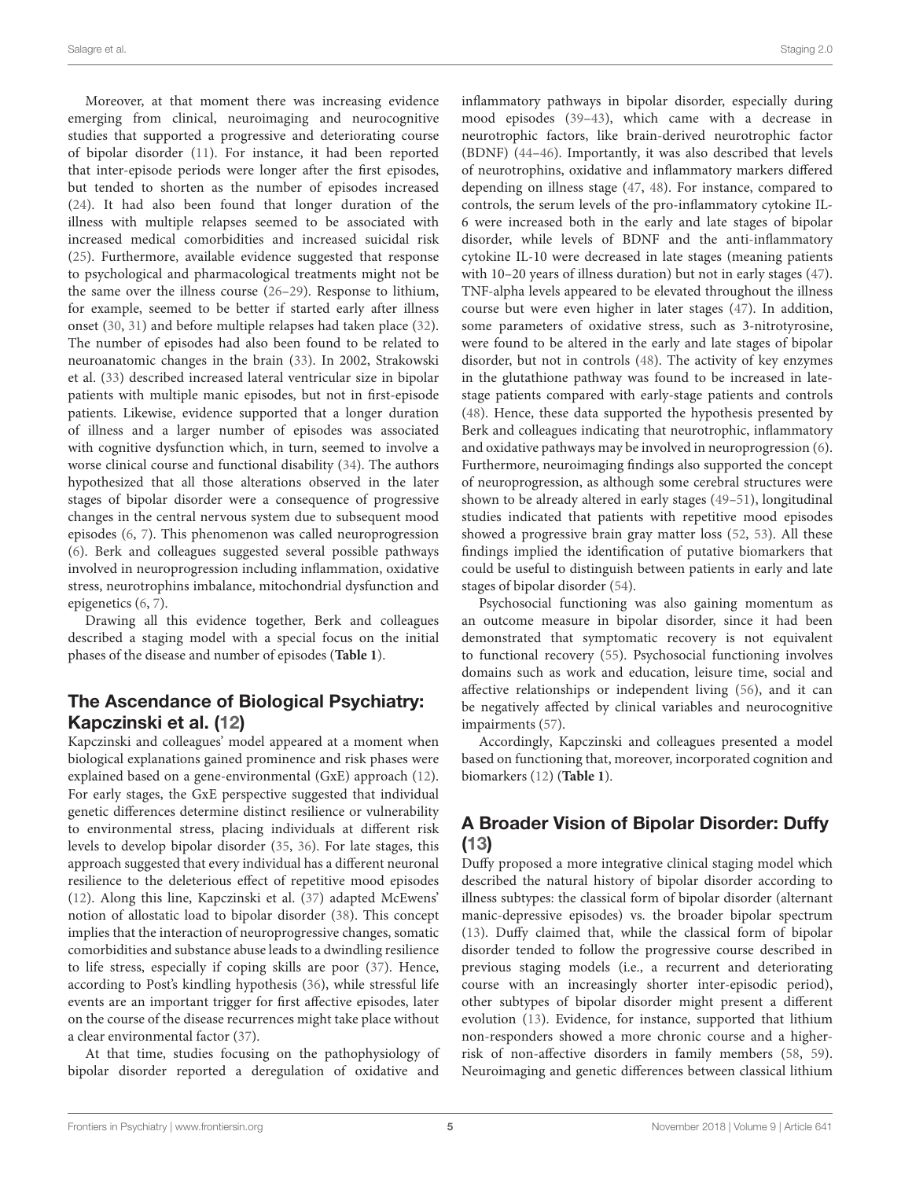Moreover, at that moment there was increasing evidence emerging from clinical, neuroimaging and neurocognitive studies that supported a progressive and deteriorating course of bipolar disorder (11). For instance, it had been reported that inter-episode periods were longer after the first episodes, but tended to shorten as the number of episodes increased (24). It had also been found that longer duration of the illness with multiple relapses seemed to be associated with increased medical comorbidities and increased suicidal risk (25). Furthermore, available evidence suggested that response to psychological and pharmacological treatments might not be the same over the illness course (26–29). Response to lithium, for example, seemed to be better if started early after illness onset (30, 31) and before multiple relapses had taken place (32). The number of episodes had also been found to be related to neuroanatomic changes in the brain (33). In 2002, Strakowski et al. (33) described increased lateral ventricular size in bipolar patients with multiple manic episodes, but not in first-episode patients. Likewise, evidence supported that a longer duration of illness and a larger number of episodes was associated with cognitive dysfunction which, in turn, seemed to involve a worse clinical course and functional disability (34). The authors hypothesized that all those alterations observed in the later stages of bipolar disorder were a consequence of progressive changes in the central nervous system due to subsequent mood episodes (6, 7). This phenomenon was called neuroprogression (6). Berk and colleagues suggested several possible pathways involved in neuroprogression including inflammation, oxidative stress, neurotrophins imbalance, mitochondrial dysfunction and epigenetics (6, 7).

Drawing all this evidence together, Berk and colleagues described a staging model with a special focus on the initial phases of the disease and number of episodes (**Table 1**).

## The Ascendance of Biological Psychiatry: Kapczinski et al. (12)

Kapczinski and colleagues' model appeared at a moment when biological explanations gained prominence and risk phases were explained based on a gene-environmental (GxE) approach (12). For early stages, the GxE perspective suggested that individual genetic differences determine distinct resilience or vulnerability to environmental stress, placing individuals at different risk levels to develop bipolar disorder (35, 36). For late stages, this approach suggested that every individual has a different neuronal resilience to the deleterious effect of repetitive mood episodes (12). Along this line, Kapczinski et al. (37) adapted McEwens' notion of allostatic load to bipolar disorder (38). This concept implies that the interaction of neuroprogressive changes, somatic comorbidities and substance abuse leads to a dwindling resilience to life stress, especially if coping skills are poor (37). Hence, according to Post's kindling hypothesis (36), while stressful life events are an important trigger for first affective episodes, later on the course of the disease recurrences might take place without a clear environmental factor (37).

At that time, studies focusing on the pathophysiology of bipolar disorder reported a deregulation of oxidative and inflammatory pathways in bipolar disorder, especially during mood episodes (39–43), which came with a decrease in neurotrophic factors, like brain-derived neurotrophic factor (BDNF) (44–46). Importantly, it was also described that levels of neurotrophins, oxidative and inflammatory markers differed depending on illness stage (47, 48). For instance, compared to controls, the serum levels of the pro-inflammatory cytokine IL-6 were increased both in the early and late stages of bipolar disorder, while levels of BDNF and the anti-inflammatory cytokine IL-10 were decreased in late stages (meaning patients with 10–20 years of illness duration) but not in early stages (47). TNF-alpha levels appeared to be elevated throughout the illness course but were even higher in later stages (47). In addition, some parameters of oxidative stress, such as 3-nitrotyrosine, were found to be altered in the early and late stages of bipolar disorder, but not in controls (48). The activity of key enzymes in the glutathione pathway was found to be increased in late-stage patients compared with early-stage patients and controls (48). Hence, these data supported the hypothesis presented by Berk and colleagues indicating that neurotrophic, inflammatory and oxidative pathways may be involved in neuroprogression (6). Furthermore, neuroimaging findings also supported the concept of neuroprogression, as although some cerebral structures were shown to be already altered in early stages (49–51), longitudinal studies indicated that patients with repetitive mood episodes showed a progressive brain gray matter loss (52, 53). All these findings implied the identification of putative biomarkers that could be useful to distinguish between patients in early and late stages of bipolar disorder (54).

Psychosocial functioning was also gaining momentum as an outcome measure in bipolar disorder, since it had been demonstrated that symptomatic recovery is not equivalent to functional recovery (55). Psychosocial functioning involves domains such as work and education, leisure time, social and affective relationships or independent living (56), and it can be negatively affected by clinical variables and neurocognitive impairments (57).

Accordingly, Kapczinski and colleagues presented a model based on functioning that, moreover, incorporated cognition and biomarkers (12) (**Table 1**).

## A Broader Vision of Bipolar Disorder: Duffy (13)

Duffy proposed a more integrative clinical staging model which described the natural history of bipolar disorder according to illness subtypes: the classical form of bipolar disorder (alternant manic-depressive episodes) vs. the broader bipolar spectrum (13). Duffy claimed that, while the classical form of bipolar disorder tended to follow the progressive course described in previous staging models (i.e., a recurrent and deteriorating course with an increasingly shorter inter-episodic period), other subtypes of bipolar disorder might present a different evolution (13). Evidence, for instance, supported that lithium non-responders showed a more chronic course and a higher-risk of non-affective disorders in family members (58, 59). Neuroimaging and genetic differences between classical lithium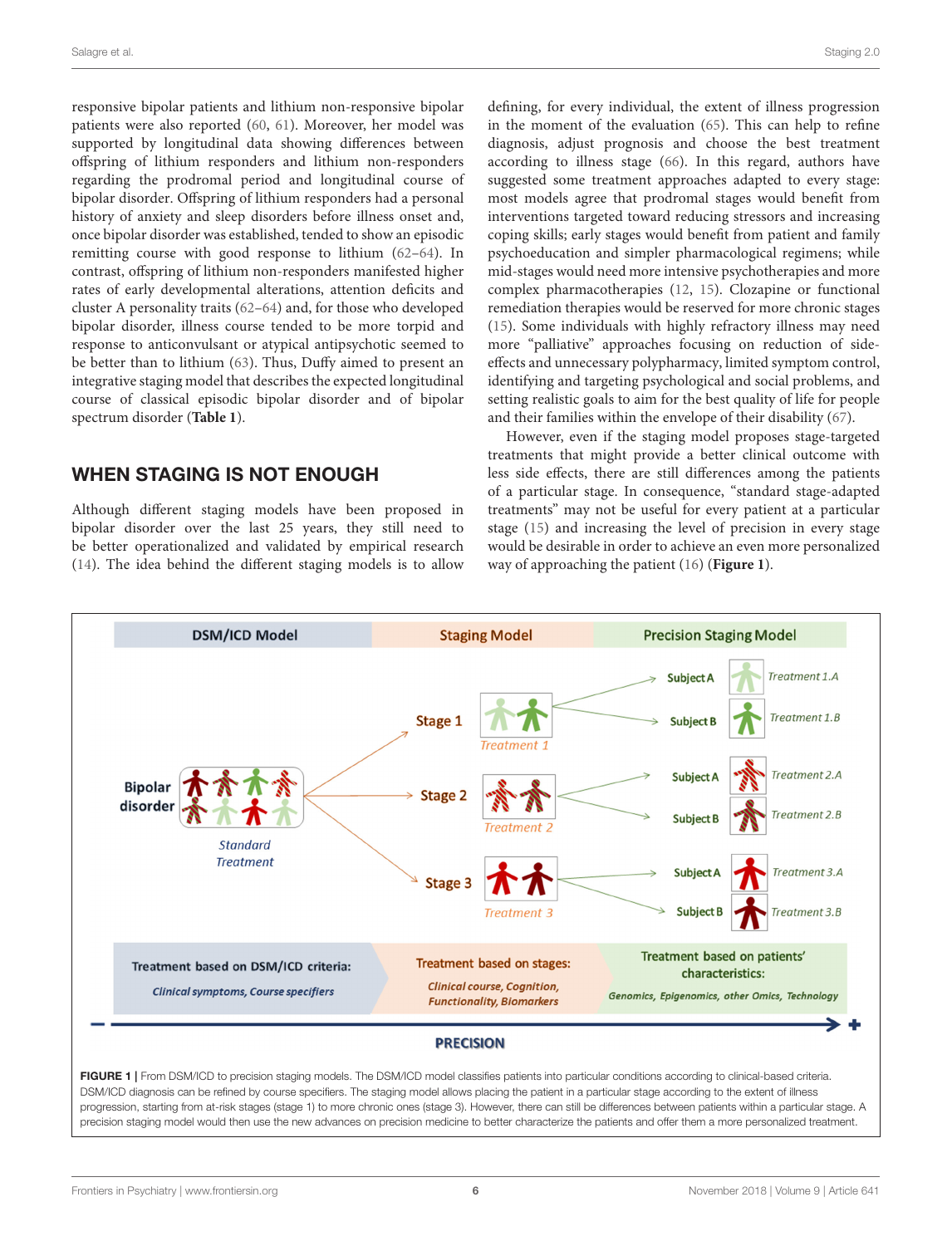responsive bipolar patients and lithium non-responsive bipolar patients were also reported (60, 61). Moreover, her model was supported by longitudinal data showing differences between offspring of lithium responders and lithium non-responders regarding the prodromal period and longitudinal course of bipolar disorder. Offspring of lithium responders had a personal history of anxiety and sleep disorders before illness onset and, once bipolar disorder was established, tended to show an episodic remitting course with good response to lithium (62–64). In contrast, offspring of lithium non-responders manifested higher rates of early developmental alterations, attention deficits and cluster A personality traits (62–64) and, for those who developed bipolar disorder, illness course tended to be more torpid and response to anticonvulsant or atypical antipsychotic seemed to be better than to lithium (63). Thus, Duffy aimed to present an integrative staging model that describes the expected longitudinal course of classical episodic bipolar disorder and of bipolar spectrum disorder (**Table 1**).

## WHEN STAGING IS NOT ENOUGH

Although different staging models have been proposed in bipolar disorder over the last 25 years, they still need to be better operationalized and validated by empirical research (14). The idea behind the different staging models is to allow defining, for every individual, the extent of illness progression in the moment of the evaluation (65). This can help to refine diagnosis, adjust prognosis and choose the best treatment according to illness stage (66). In this regard, authors have suggested some treatment approaches adapted to every stage: most models agree that prodromal stages would benefit from interventions targeted toward reducing stressors and increasing coping skills; early stages would benefit from patient and family psychoeducation and simpler pharmacological regimens; while mid-stages would need more intensive psychotherapies and more complex pharmacotherapies (12, 15). Clozapine or functional remediation therapies would be reserved for more chronic stages (15). Some individuals with highly refractory illness may need more "palliative" approaches focusing on reduction of side-effects and unnecessary polypharmacy, limited symptom control, identifying and targeting psychological and social problems, and setting realistic goals to aim for the best quality of life for people and their families within the envelope of their disability (67).

However, even if the staging model proposes stage-targeted treatments that might provide a better clinical outcome with less side effects, there are still differences among the patients of a particular stage. In consequence, "standard stage-adapted treatments" may not be useful for every patient at a particular stage (15) and increasing the level of precision in every stage would be desirable in order to achieve an even more personalized way of approaching the patient (16) (**Figure 1**).

**FIGURE 1** | From DSM/ICD to precision staging models. The DSM/ICD model classifies patients into particular conditions according to clinical-based criteria. DSM/ICD diagnosis can be refined by course specifiers. The staging model allows placing the patient in a particular stage according to the extent of illness progression, starting from at-risk stages (stage 1) to more chronic ones (stage 3). However, there can still be differences between patients within a particular stage. A precision staging model would then use the new advances on precision medicine to better characterize the patients and offer them a more personalized treatment.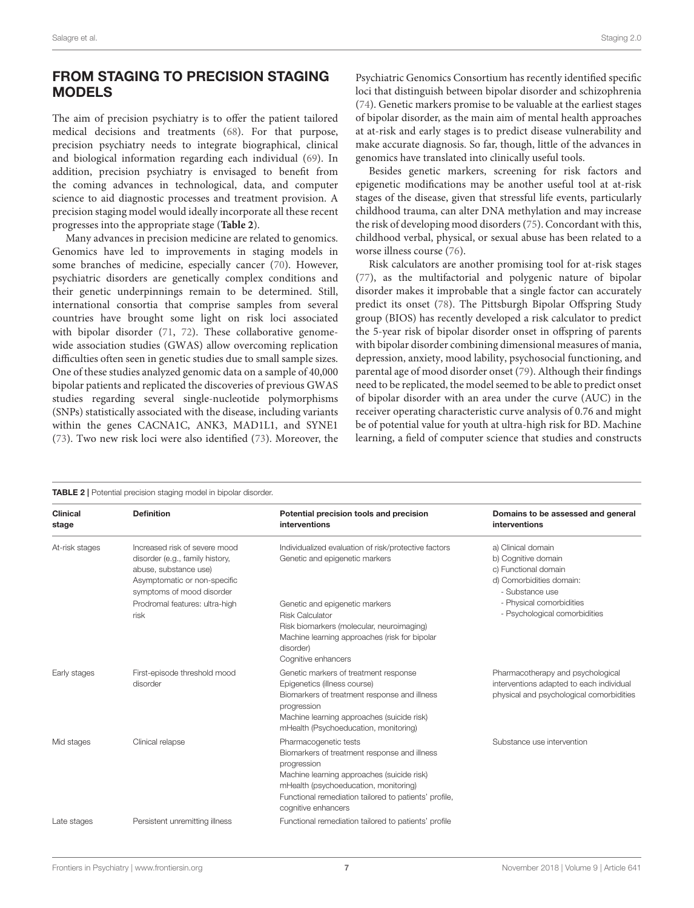## FROM STAGING TO PRECISION STAGING MODELS

The aim of precision psychiatry is to offer the patient tailored medical decisions and treatments (68). For that purpose, precision psychiatry needs to integrate biographical, clinical and biological information regarding each individual (69). In addition, precision psychiatry is envisaged to benefit from the coming advances in technological, data, and computer science to aid diagnostic processes and treatment provision. A precision staging model would ideally incorporate all these recent progresses into the appropriate stage (**Table 2**).

Many advances in precision medicine are related to genomics. Genomics have led to improvements in staging models in some branches of medicine, especially cancer (70). However, psychiatric disorders are genetically complex conditions and their genetic underpinnings remain to be determined. Still, international consortia that comprise samples from several countries have brought some light on risk loci associated with bipolar disorder (71, 72). These collaborative genome-wide association studies (GWAS) allow overcoming replication difficulties often seen in genetic studies due to small sample sizes. One of these studies analyzed genomic data on a sample of 40,000 bipolar patients and replicated the discoveries of previous GWAS studies regarding several single-nucleotide polymorphisms (SNPs) statistically associated with the disease, including variants within the genes CACNA1C, ANK3, MAD1L1, and SYNE1 (73). Two new risk loci were also identified (73). Moreover, the Psychiatric Genomics Consortium has recently identified specific loci that distinguish between bipolar disorder and schizophrenia (74). Genetic markers promise to be valuable at the earliest stages of bipolar disorder, as the main aim of mental health approaches at at-risk and early stages is to predict disease vulnerability and make accurate diagnosis. So far, though, little of the advances in genomics have translated into clinically useful tools.

Besides genetic markers, screening for risk factors and epigenetic modifications may be another useful tool at at-risk stages of the disease, given that stressful life events, particularly childhood trauma, can alter DNA methylation and may increase the risk of developing mood disorders (75). Concordant with this, childhood verbal, physical, or sexual abuse has been related to a worse illness course (76).

Risk calculators are another promising tool for at-risk stages (77), as the multifactorial and polygenic nature of bipolar disorder makes it improbable that a single factor can accurately predict its onset (78). The Pittsburgh Bipolar Offspring Study group (BIOS) has recently developed a risk calculator to predict the 5-year risk of bipolar disorder onset in offspring of parents with bipolar disorder combining dimensional measures of mania, depression, anxiety, mood lability, psychosocial functioning, and parental age of mood disorder onset (79). Although their findings need to be replicated, the model seemed to be able to predict onset of bipolar disorder with an area under the curve (AUC) in the receiver operating characteristic curve analysis of 0.76 and might be of potential value for youth at ultra-high risk for BD. Machine learning, a field of computer science that studies and constructs

**TABLE 2** | Potential precision staging model in bipolar disorder.

| Clinical stage | Definition | Potential precision tools and precision interventions | Domains to be assessed and general interventions |
|---|---|---|---|
| At-risk stages | Increased risk of severe mood disorder (e.g., family history, abuse, substance use)<br>Asymptomatic or non-specific symptoms of mood disorder | Individualized evaluation of risk/protective factors<br>Genetic and epigenetic markers | a) Clinical domain<br>b) Cognitive domain<br>c) Functional domain<br>d) Comorbidities domain:<br>- Substance use<br>- Physical comorbidities<br>- Psychological comorbidities |
| | Prodromal features: ultra-high risk | Genetic and epigenetic markers<br>Risk Calculator<br>Risk biomarkers (molecular, neuroimaging)<br>Machine learning approaches (risk for bipolar disorder)<br>Cognitive enhancers | |
| Early stages | First-episode threshold mood disorder | Genetic markers of treatment response<br>Epigenetics (illness course)<br>Biomarkers of treatment response and illness progression<br>Machine learning approaches (suicide risk)<br>mHealth (Psychoeducation, monitoring) | Pharmacotherapy and psychological interventions adapted to each individual physical and psychological comorbidities |
| Mid stages | Clinical relapse | Pharmacogenetic tests<br>Biomarkers of treatment response and illness progression<br>Machine learning approaches (suicide risk)<br>mHealth (psychoeducation, monitoring)<br>Functional remediation tailored to patients' profile, cognitive enhancers | Substance use intervention |
| Late stages | Persistent unremitting illness | Functional remediation tailored to patients' profile | |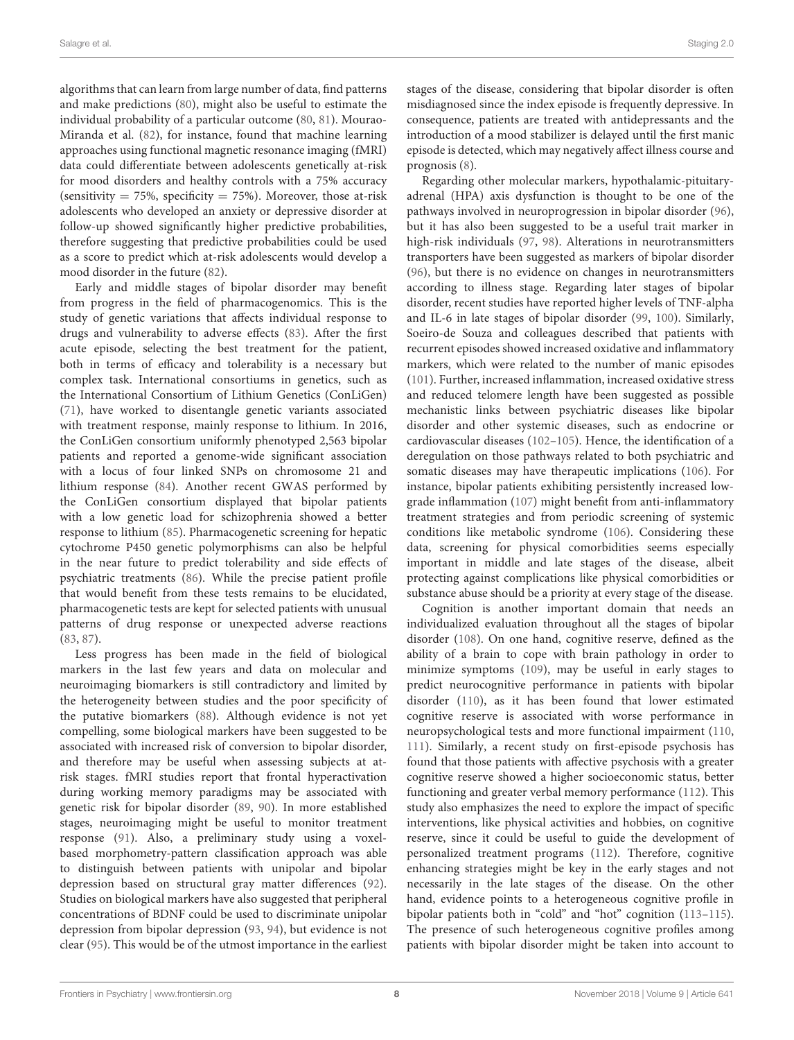algorithms that can learn from large number of data, find patterns and make predictions (80), might also be useful to estimate the individual probability of a particular outcome (80, 81). Mourao-Miranda et al. (82), for instance, found that machine learning approaches using functional magnetic resonance imaging (fMRI) data could differentiate between adolescents genetically at-risk for mood disorders and healthy controls with a 75% accuracy (sensitivity = 75%, specificity = 75%). Moreover, those at-risk adolescents who developed an anxiety or depressive disorder at follow-up showed significantly higher predictive probabilities, therefore suggesting that predictive probabilities could be used as a score to predict which at-risk adolescents would develop a mood disorder in the future (82).

Early and middle stages of bipolar disorder may benefit from progress in the field of pharmacogenomics. This is the study of genetic variations that affects individual response to drugs and vulnerability to adverse effects (83). After the first acute episode, selecting the best treatment for the patient, both in terms of efficacy and tolerability is a necessary but complex task. International consortiums in genetics, such as the International Consortium of Lithium Genetics (ConLiGen) (71), have worked to disentangle genetic variants associated with treatment response, mainly response to lithium. In 2016, the ConLiGen consortium uniformly phenotyped 2,563 bipolar patients and reported a genome-wide significant association with a locus of four linked SNPs on chromosome 21 and lithium response (84). Another recent GWAS performed by the ConLiGen consortium displayed that bipolar patients with a low genetic load for schizophrenia showed a better response to lithium (85). Pharmacogenetic screening for hepatic cytochrome P450 genetic polymorphisms can also be helpful in the near future to predict tolerability and side effects of psychiatric treatments (86). While the precise patient profile that would benefit from these tests remains to be elucidated, pharmacogenetic tests are kept for selected patients with unusual patterns of drug response or unexpected adverse reactions (83, 87).

Less progress has been made in the field of biological markers in the last few years and data on molecular and neuroimaging biomarkers is still contradictory and limited by the heterogeneity between studies and the poor specificity of the putative biomarkers (88). Although evidence is not yet compelling, some biological markers have been suggested to be associated with increased risk of conversion to bipolar disorder, and therefore may be useful when assessing subjects at at-risk stages. fMRI studies report that frontal hyperactivation during working memory paradigms may be associated with genetic risk for bipolar disorder (89, 90). In more established stages, neuroimaging might be useful to monitor treatment response (91). Also, a preliminary study using a voxel-based morphometry-pattern classification approach was able to distinguish between patients with unipolar and bipolar depression based on structural gray matter differences (92). Studies on biological markers have also suggested that peripheral concentrations of BDNF could be used to discriminate unipolar depression from bipolar depression (93, 94), but evidence is not clear (95). This would be of the utmost importance in the earliest stages of the disease, considering that bipolar disorder is often misdiagnosed since the index episode is frequently depressive. In consequence, patients are treated with antidepressants and the introduction of a mood stabilizer is delayed until the first manic episode is detected, which may negatively affect illness course and prognosis (8).

Regarding other molecular markers, hypothalamic-pituitary-adrenal (HPA) axis dysfunction is thought to be one of the pathways involved in neuroprogression in bipolar disorder (96), but it has also been suggested to be a useful trait marker in high-risk individuals (97, 98). Alterations in neurotransmitters transporters have been suggested as markers of bipolar disorder (96), but there is no evidence on changes in neurotransmitters according to illness stage. Regarding later stages of bipolar disorder, recent studies have reported higher levels of TNF-alpha and IL-6 in late stages of bipolar disorder (99, 100). Similarly, Soeiro-de Souza and colleagues described that patients with recurrent episodes showed increased oxidative and inflammatory markers, which were related to the number of manic episodes (101). Further, increased inflammation, increased oxidative stress and reduced telomere length have been suggested as possible mechanistic links between psychiatric diseases like bipolar disorder and other systemic diseases, such as endocrine or cardiovascular diseases (102–105). Hence, the identification of a deregulation on those pathways related to both psychiatric and somatic diseases may have therapeutic implications (106). For instance, bipolar patients exhibiting persistently increased low-grade inflammation (107) might benefit from anti-inflammatory treatment strategies and from periodic screening of systemic conditions like metabolic syndrome (106). Considering these data, screening for physical comorbidities seems especially important in middle and late stages of the disease, albeit protecting against complications like physical comorbidities or substance abuse should be a priority at every stage of the disease.

Cognition is another important domain that needs an individualized evaluation throughout all the stages of bipolar disorder (108). On one hand, cognitive reserve, defined as the ability of a brain to cope with brain pathology in order to minimize symptoms (109), may be useful in early stages to predict neurocognitive performance in patients with bipolar disorder (110), as it has been found that lower estimated cognitive reserve is associated with worse performance in neuropsychological tests and more functional impairment (110, 111). Similarly, a recent study on first-episode psychosis has found that those patients with affective psychosis with a greater cognitive reserve showed a higher socioeconomic status, better functioning and greater verbal memory performance (112). This study also emphasizes the need to explore the impact of specific interventions, like physical activities and hobbies, on cognitive reserve, since it could be useful to guide the development of personalized treatment programs (112). Therefore, cognitive enhancing strategies might be key in the early stages and not necessarily in the late stages of the disease. On the other hand, evidence points to a heterogeneous cognitive profile in bipolar patients both in "cold" and "hot" cognition (113–115). The presence of such heterogeneous cognitive profiles among patients with bipolar disorder might be taken into account to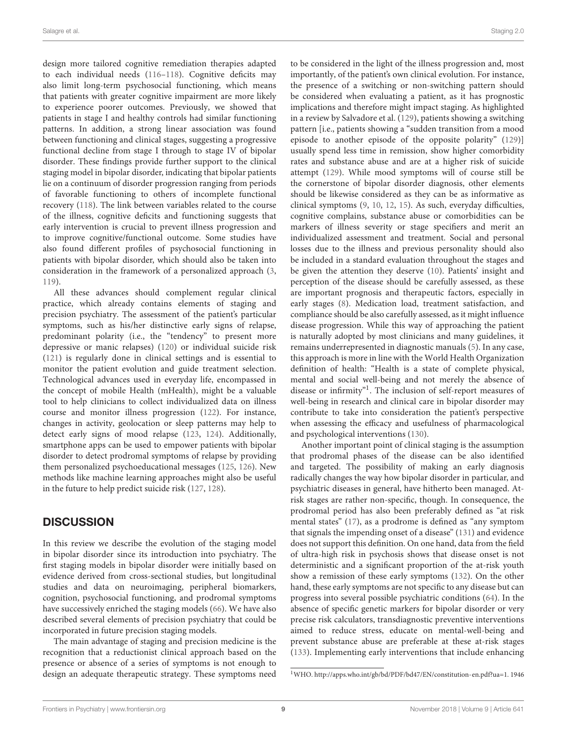design more tailored cognitive remediation therapies adapted to each individual needs (116–118). Cognitive deficits may also limit long-term psychosocial functioning, which means that patients with greater cognitive impairment are more likely to experience poorer outcomes. Previously, we showed that patients in stage I and healthy controls had similar functioning patterns. In addition, a strong linear association was found between functioning and clinical stages, suggesting a progressive functional decline from stage I through to stage IV of bipolar disorder. These findings provide further support to the clinical staging model in bipolar disorder, indicating that bipolar patients lie on a continuum of disorder progression ranging from periods of favorable functioning to others of incomplete functional recovery (118). The link between variables related to the course of the illness, cognitive deficits and functioning suggests that early intervention is crucial to prevent illness progression and to improve cognitive/functional outcome. Some studies have also found different profiles of psychosocial functioning in patients with bipolar disorder, which should also be taken into consideration in the framework of a personalized approach (3, 119).

All these advances should complement regular clinical practice, which already contains elements of staging and precision psychiatry. The assessment of the patient's particular symptoms, such as his/her distinctive early signs of relapse, predominant polarity (i.e., the "tendency" to present more depressive or manic relapses) (120) or individual suicide risk (121) is regularly done in clinical settings and is essential to monitor the patient evolution and guide treatment selection. Technological advances used in everyday life, encompassed in the concept of mobile Health (mHealth), might be a valuable tool to help clinicians to collect individualized data on illness course and monitor illness progression (122). For instance, changes in activity, geolocation or sleep patterns may help to detect early signs of mood relapse (123, 124). Additionally, smartphone apps can be used to empower patients with bipolar disorder to detect prodromal symptoms of relapse by providing them personalized psychoeducational messages (125, 126). New methods like machine learning approaches might also be useful in the future to help predict suicide risk (127, 128).

## DISCUSSION

In this review we describe the evolution of the staging model in bipolar disorder since its introduction into psychiatry. The first staging models in bipolar disorder were initially based on evidence derived from cross-sectional studies, but longitudinal studies and data on neuroimaging, peripheral biomarkers, cognition, psychosocial functioning, and prodromal symptoms have successively enriched the staging models (66). We have also described several elements of precision psychiatry that could be incorporated in future precision staging models.

The main advantage of staging and precision medicine is the recognition that a reductionist clinical approach based on the presence or absence of a series of symptoms is not enough to design an adequate therapeutic strategy. These symptoms need to be considered in the light of the illness progression and, most importantly, of the patient's own clinical evolution. For instance, the presence of a switching or non-switching pattern should be considered when evaluating a patient, as it has prognostic implications and therefore might impact staging. As highlighted in a review by Salvadore et al. (129), patients showing a switching pattern [i.e., patients showing a "sudden transition from a mood episode to another episode of the opposite polarity" (129)] usually spend less time in remission, show higher comorbidity rates and substance abuse and are at a higher risk of suicide attempt (129). While mood symptoms will of course still be the cornerstone of bipolar disorder diagnosis, other elements should be likewise considered as they can be as informative as clinical symptoms (9, 10, 12, 15). As such, everyday difficulties, cognitive complains, substance abuse or comorbidities can be markers of illness severity or stage specifiers and merit an individualized assessment and treatment. Social and personal losses due to the illness and previous personality should also be included in a standard evaluation throughout the stages and be given the attention they deserve (10). Patients' insight and perception of the disease should be carefully assessed, as these are important prognosis and therapeutic factors, especially in early stages (8). Medication load, treatment satisfaction, and compliance should be also carefully assessed, as it might influence disease progression. While this way of approaching the patient is naturally adopted by most clinicians and many guidelines, it remains underrepresented in diagnostic manuals (5). In any case, this approach is more in line with the World Health Organization definition of health: "Health is a state of complete physical, mental and social well-being and not merely the absence of disease or infirmity"[1]. The inclusion of self-report measures of well-being in research and clinical care in bipolar disorder may contribute to take into consideration the patient's perspective when assessing the efficacy and usefulness of pharmacological and psychological interventions (130).

Another important point of clinical staging is the assumption that prodromal phases of the disease can be also identified and targeted. The possibility of making an early diagnosis radically changes the way how bipolar disorder in particular, and psychiatric diseases in general, have hitherto been managed. At-risk stages are rather non-specific, though. In consequence, the prodromal period has also been preferably defined as "at risk mental states" (17), as a prodrome is defined as "any symptom that signals the impending onset of a disease" (131) and evidence does not support this definition. On one hand, data from the field of ultra-high risk in psychosis shows that disease onset is not deterministic and a significant proportion of the at-risk youth show a remission of these early symptoms (132). On the other hand, these early symptoms are not specific to any disease but can progress into several possible psychiatric conditions (64). In the absence of specific genetic markers for bipolar disorder or very precise risk calculators, transdiagnostic preventive interventions aimed to reduce stress, educate on mental-well-being and prevent substance abuse are preferable at these at-risk stages (133). Implementing early interventions that include enhancing

[1]WHO. http://apps.who.int/gb/bd/PDF/bd47/EN/constitution-en.pdf?ua=1. 1946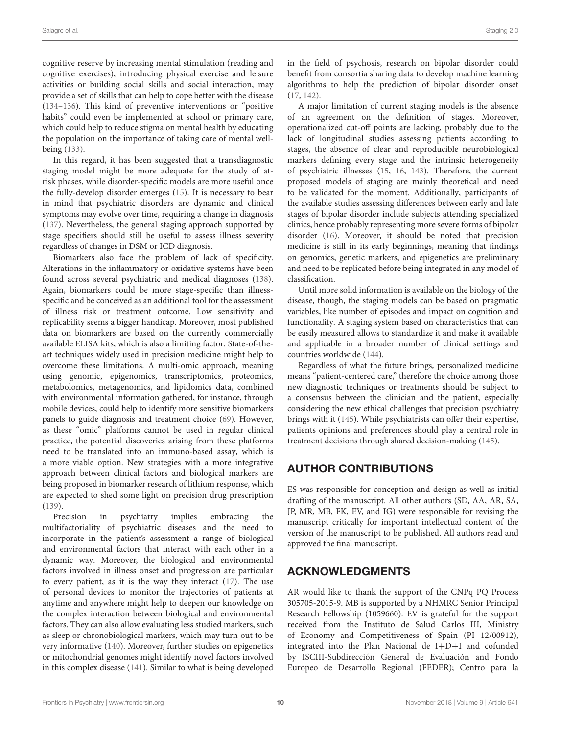cognitive reserve by increasing mental stimulation (reading and cognitive exercises), introducing physical exercise and leisure activities or building social skills and social interaction, may provide a set of skills that can help to cope better with the disease (134–136). This kind of preventive interventions or "positive habits" could even be implemented at school or primary care, which could help to reduce stigma on mental health by educating the population on the importance of taking care of mental well-being (133).

In this regard, it has been suggested that a transdiagnostic staging model might be more adequate for the study of at-risk phases, while disorder-specific models are more useful once the fully-develop disorder emerges (15). It is necessary to bear in mind that psychiatric disorders are dynamic and clinical symptoms may evolve over time, requiring a change in diagnosis (137). Nevertheless, the general staging approach supported by stage specifiers should still be useful to assess illness severity regardless of changes in DSM or ICD diagnosis.

Biomarkers also face the problem of lack of specificity. Alterations in the inflammatory or oxidative systems have been found across several psychiatric and medical diagnoses (138). Again, biomarkers could be more stage-specific than illness-specific and be conceived as an additional tool for the assessment of illness risk or treatment outcome. Low sensitivity and replicability seems a bigger handicap. Moreover, most published data on biomarkers are based on the currently commercially available ELISA kits, which is also a limiting factor. State-of-the-art techniques widely used in precision medicine might help to overcome these limitations. A multi-omic approach, meaning using genomic, epigenomics, transcriptomics, proteomics, metabolomics, metagenomics, and lipidomics data, combined with environmental information gathered, for instance, through mobile devices, could help to identify more sensitive biomarkers panels to guide diagnosis and treatment choice (69). However, as these "omic" platforms cannot be used in regular clinical practice, the potential discoveries arising from these platforms need to be translated into an immuno-based assay, which is a more viable option. New strategies with a more integrative approach between clinical factors and biological markers are being proposed in biomarker research of lithium response, which are expected to shed some light on precision drug prescription (139).

Precision in psychiatry implies embracing the multifactoriality of psychiatric diseases and the need to incorporate in the patient's assessment a range of biological and environmental factors that interact with each other in a dynamic way. Moreover, the biological and environmental factors involved in illness onset and progression are particular to every patient, as it is the way they interact (17). The use of personal devices to monitor the trajectories of patients at anytime and anywhere might help to deepen our knowledge on the complex interaction between biological and environmental factors. They can also allow evaluating less studied markers, such as sleep or chronobiological markers, which may turn out to be very informative (140). Moreover, further studies on epigenetics or mitochondrial genomes might identify novel factors involved in this complex disease (141). Similar to what is being developed in the field of psychosis, research on bipolar disorder could benefit from consortia sharing data to develop machine learning algorithms to help the prediction of bipolar disorder onset (17, 142).

A major limitation of current staging models is the absence of an agreement on the definition of stages. Moreover, operationalized cut-off points are lacking, probably due to the lack of longitudinal studies assessing patients according to stages, the absence of clear and reproducible neurobiological markers defining every stage and the intrinsic heterogeneity of psychiatric illnesses (15, 16, 143). Therefore, the current proposed models of staging are mainly theoretical and need to be validated for the moment. Additionally, participants of the available studies assessing differences between early and late stages of bipolar disorder include subjects attending specialized clinics, hence probably representing more severe forms of bipolar disorder (16). Moreover, it should be noted that precision medicine is still in its early beginnings, meaning that findings on genomics, genetic markers, and epigenetics are preliminary and need to be replicated before being integrated in any model of classification.

Until more solid information is available on the biology of the disease, though, the staging models can be based on pragmatic variables, like number of episodes and impact on cognition and functionality. A staging system based on characteristics that can be easily measured allows to standardize it and make it available and applicable in a broader number of clinical settings and countries worldwide (144).

Regardless of what the future brings, personalized medicine means "patient-centered care," therefore the choice among those new diagnostic techniques or treatments should be subject to a consensus between the clinician and the patient, especially considering the new ethical challenges that precision psychiatry brings with it (145). While psychiatrists can offer their expertise, patients opinions and preferences should play a central role in treatment decisions through shared decision-making (145).

## AUTHOR CONTRIBUTIONS

ES was responsible for conception and design as well as initial drafting of the manuscript. All other authors (SD, AA, AR, SA, JP, MR, MB, FK, EV, and IG) were responsible for revising the manuscript critically for important intellectual content of the version of the manuscript to be published. All authors read and approved the final manuscript.

## ACKNOWLEDGMENTS

AR would like to thank the support of the CNPq PQ Process 305705-2015-9. MB is supported by a NHMRC Senior Principal Research Fellowship (1059660). EV is grateful for the support received from the Instituto de Salud Carlos III, Ministry of Economy and Competitiveness of Spain (PI 12/00912), integrated into the Plan Nacional de I+D+I and cofunded by ISCIII-Subdirección General de Evaluación and Fondo Europeo de Desarrollo Regional (FEDER); Centro para la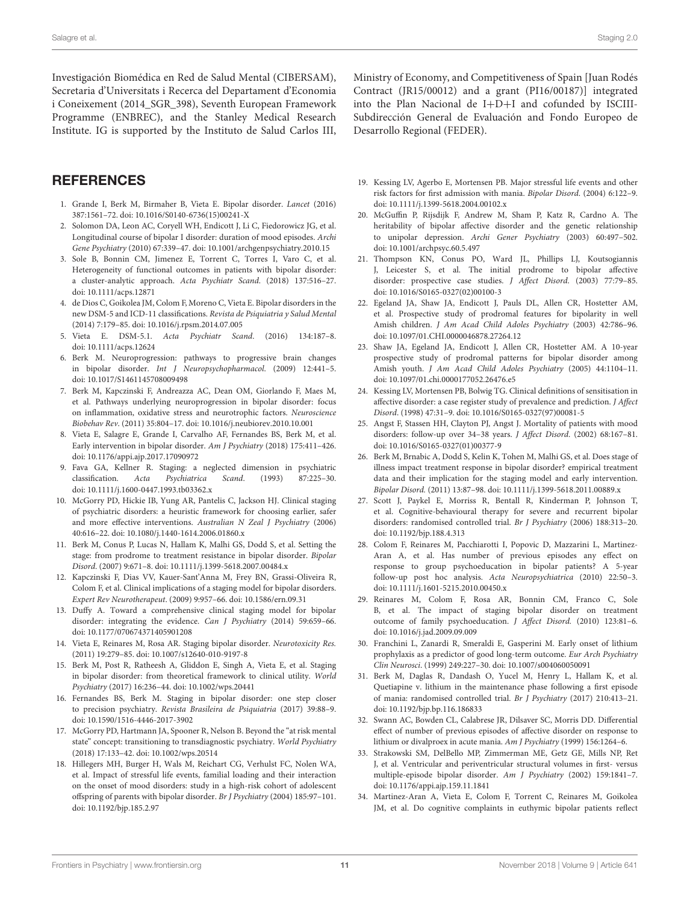Investigación Biomédica en Red de Salud Mental (CIBERSAM), Secretaria d'Universitats i Recerca del Departament d'Economia i Coneixement (2014_SGR_398), Seventh European Framework Programme (ENBREC), and the Stanley Medical Research Institute. IG is supported by the Instituto de Salud Carlos III, Ministry of Economy, and Competitiveness of Spain [Juan Rodés Contract (JR15/00012) and a grant (PI16/00187)] integrated into the Plan Nacional de I+D+I and cofunded by ISCIII-Subdirección General de Evaluación and Fondo Europeo de Desarrollo Regional (FEDER).

## REFERENCES

1. Grande I, Berk M, Birmaher B, Vieta E. Bipolar disorder. *Lancet* (2016) 387:1561–72. doi: 10.1016/S0140-6736(15)00241-X
2. Solomon DA, Leon AC, Coryell WH, Endicott J, Li C, Fiedorowicz JG, et al. Longitudinal course of bipolar I disorder: duration of mood episodes. *Archi Gene Psychiatry* (2010) 67:339–47. doi: 10.1001/archgenpsychiatry.2010.15
3. Sole B, Bonnin CM, Jimenez E, Torrent C, Torres I, Varo C, et al. Heterogeneity of functional outcomes in patients with bipolar disorder: a cluster-analytic approach. *Acta Psychiatr Scand*. (2018) 137:516–27. doi: 10.1111/acps.12871
4. de Dios C, Goikolea JM, Colom F, Moreno C, Vieta E. Bipolar disorders in the new DSM-5 and ICD-11 classifications. *Revista de Psiquiatria y Salud Mental* (2014) 7:179–85. doi: 10.1016/j.rpsm.2014.07.005
5. Vieta E. DSM-5.1. *Acta Psychiatr Scand*. (2016) 134:187–8. doi: 10.1111/acps.12624
6. Berk M. Neuroprogression: pathways to progressive brain changes in bipolar disorder. *Int J Neuropsychopharmacol*. (2009) 12:441–5. doi: 10.1017/S1461145708009498
7. Berk M, Kapczinski F, Andreazza AC, Dean OM, Giorlando F, Maes M, et al. Pathways underlying neuroprogression in bipolar disorder: focus on inflammation, oxidative stress and neurotrophic factors. *Neuroscience Biobehav Rev*. (2011) 35:804–17. doi: 10.1016/j.neubiorev.2010.10.001
8. Vieta E, Salagre E, Grande I, Carvalho AF, Fernandes BS, Berk M, et al. Early intervention in bipolar disorder. *Am J Psychiatry* (2018) 175:411–426. doi: 10.1176/appi.ajp.2017.17090972
9. Fava GA, Kellner R. Staging: a neglected dimension in psychiatric classification. *Acta Psychiatrica Scand*. (1993) 87:225–30. doi: 10.1111/j.1600-0447.1993.tb03362.x
10. McGorry PD, Hickie IB, Yung AR, Pantelis C, Jackson HJ. Clinical staging of psychiatric disorders: a heuristic framework for choosing earlier, safer and more effective interventions. *Australian N Zeal J Psychiatry* (2006) 40:616–22. doi: 10.1080/j.1440-1614.2006.01860.x
11. Berk M, Conus P, Lucas N, Hallam K, Malhi GS, Dodd S, et al. Setting the stage: from prodrome to treatment resistance in bipolar disorder. *Bipolar Disord*. (2007) 9:671–8. doi: 10.1111/j.1399-5618.2007.00484.x
12. Kapczinski F, Dias VV, Kauer-Sant'Anna M, Frey BN, Grassi-Oliveira R, Colom F, et al. Clinical implications of a staging model for bipolar disorders. *Expert Rev Neurotherapeut*. (2009) 9:957–66. doi: 10.1586/ern.09.31
13. Duffy A. Toward a comprehensive clinical staging model for bipolar disorder: integrating the evidence. *Can J Psychiatry* (2014) 59:659–66. doi: 10.1177/070674371405901208
14. Vieta E, Reinares M, Rosa AR. Staging bipolar disorder. *Neurotoxicity Res.* (2011) 19:279–85. doi: 10.1007/s12640-010-9197-8
15. Berk M, Post R, Ratheesh A, Gliddon E, Singh A, Vieta E, et al. Staging in bipolar disorder: from theoretical framework to clinical utility. *World Psychiatry* (2017) 16:236–44. doi: 10.1002/wps.20441
16. Fernandes BS, Berk M. Staging in bipolar disorder: one step closer to precision psychiatry. *Revista Brasileira de Psiquiatria* (2017) 39:88–9. doi: 10.1590/1516-4446-2017-3902
17. McGorry PD, Hartmann JA, Spooner R, Nelson B. Beyond the "at risk mental state" concept: transitioning to transdiagnostic psychiatry. *World Psychiatry* (2018) 17:133–42. doi: 10.1002/wps.20514
18. Hillegers MH, Burger H, Wals M, Reichart CG, Verhulst FC, Nolen WA, et al. Impact of stressful life events, familial loading and their interaction on the onset of mood disorders: study in a high-risk cohort of adolescent offspring of parents with bipolar disorder. *Br J Psychiatry* (2004) 185:97–101. doi: 10.1192/bjp.185.2.97
19. Kessing LV, Agerbo E, Mortensen PB. Major stressful life events and other risk factors for first admission with mania. *Bipolar Disord*. (2004) 6:122–9. doi: 10.1111/j.1399-5618.2004.00102.x
20. McGuffin P, Rijsdijk F, Andrew M, Sham P, Katz R, Cardno A. The heritability of bipolar affective disorder and the genetic relationship to unipolar depression. *Archi Gener Psychiatry* (2003) 60:497–502. doi: 10.1001/archpsyc.60.5.497
21. Thompson KN, Conus PO, Ward JL, Phillips LJ, Koutsogiannis J, Leicester S, et al. The initial prodrome to bipolar affective disorder: prospective case studies. *J Affect Disord*. (2003) 77:79–85. doi: 10.1016/S0165-0327(02)00100-3
22. Egeland JA, Shaw JA, Endicott J, Pauls DL, Allen CR, Hostetter AM, et al. Prospective study of prodromal features for bipolarity in well Amish children. *J Am Acad Child Adoles Psychiatry* (2003) 42:786–96. doi: 10.1097/01.CHI.0000046878.27264.12
23. Shaw JA, Egeland JA, Endicott J, Allen CR, Hostetter AM. A 10-year prospective study of prodromal patterns for bipolar disorder among Amish youth. *J Am Acad Child Adoles Psychiatry* (2005) 44:1104–11. doi: 10.1097/01.chi.0000177052.26476.e5
24. Kessing LV, Mortensen PB, Bolwig TG. Clinical definitions of sensitisation in affective disorder: a case register study of prevalence and prediction. *J Affect Disord*. (1998) 47:31–9. doi: 10.1016/S0165-0327(97)00081-5
25. Angst F, Stassen HH, Clayton PJ, Angst J. Mortality of patients with mood disorders: follow-up over 34–38 years. *J Affect Disord*. (2002) 68:167–81. doi: 10.1016/S0165-0327(01)00377-9
26. Berk M, Brnabic A, Dodd S, Kelin K, Tohen M, Malhi GS, et al. Does stage of illness impact treatment response in bipolar disorder? empirical treatment data and their implication for the staging model and early intervention. *Bipolar Disord.* (2011) 13:87–98. doi: 10.1111/j.1399-5618.2011.00889.x
27. Scott J, Paykel E, Morriss R, Bentall R, Kinderman P, Johnson T, et al. Cognitive-behavioural therapy for severe and recurrent bipolar disorders: randomised controlled trial. *Br J Psychiatry* (2006) 188:313–20. doi: 10.1192/bjp.188.4.313
28. Colom F, Reinares M, Pacchiarotti I, Popovic D, Mazzarini L, Martinez-Aran A, et al. Has number of previous episodes any effect on response to group psychoeducation in bipolar patients? A 5-year follow-up post hoc analysis. *Acta Neuropsychiatrica* (2010) 22:50–3. doi: 10.1111/j.1601-5215.2010.00450.x
29. Reinares M, Colom F, Rosa AR, Bonnin CM, Franco C, Sole B, et al. The impact of staging bipolar disorder on treatment outcome of family psychoeducation. *J Affect Disord.* (2010) 123:81–6. doi: 10.1016/j.jad.2009.09.009
30. Franchini L, Zanardi R, Smeraldi E, Gasperini M. Early onset of lithium prophylaxis as a predictor of good long-term outcome. *Eur Arch Psychiatry Clin Neurosci*. (1999) 249:227–30. doi: 10.1007/s004060050091
31. Berk M, Daglas R, Dandash O, Yucel M, Henry L, Hallam K, et al. Quetiapine v. lithium in the maintenance phase following a first episode of mania: randomised controlled trial. *Br J Psychiatry* (2017) 210:413–21. doi: 10.1192/bjp.bp.116.186833
32. Swann AC, Bowden CL, Calabrese JR, Dilsaver SC, Morris DD. Differential effect of number of previous episodes of affective disorder on response to lithium or divalproex in acute mania. *Am J Psychiatry* (1999) 156:1264–6.
33. Strakowski SM, DelBello MP, Zimmerman ME, Getz GE, Mills NP, Ret J, et al. Ventricular and periventricular structural volumes in first- versus multiple-episode bipolar disorder. *Am J Psychiatry* (2002) 159:1841–7. doi: 10.1176/appi.ajp.159.11.1841
34. Martinez-Aran A, Vieta E, Colom F, Torrent C, Reinares M, Goikolea JM, et al. Do cognitive complaints in euthymic bipolar patients reflect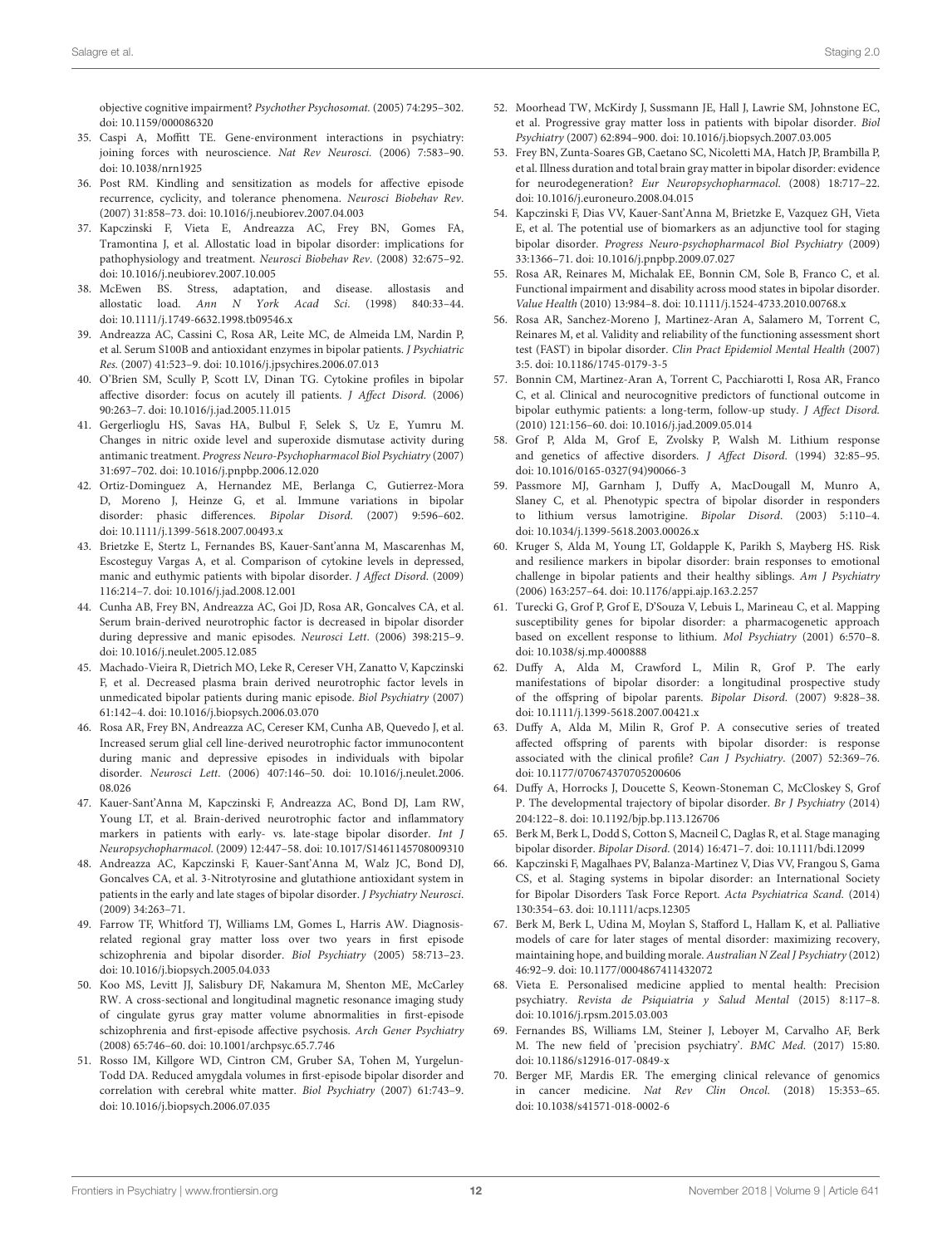objective cognitive impairment? *Psychother Psychosomat.* (2005) 74:295–302. doi: 10.1159/000086320

35. Caspi A, Moffitt TE. Gene-environment interactions in psychiatry: joining forces with neuroscience. *Nat Rev Neurosci.* (2006) 7:583–90. doi: 10.1038/nrn1925
36. Post RM. Kindling and sensitization as models for affective episode recurrence, cyclicity, and tolerance phenomena. *Neurosci Biobehav Rev*. (2007) 31:858–73. doi: 10.1016/j.neubiorev.2007.04.003
37. Kapczinski F, Vieta E, Andreazza AC, Frey BN, Gomes FA, Tramontina J, et al. Allostatic load in bipolar disorder: implications for pathophysiology and treatment. *Neurosci Biobehav Rev*. (2008) 32:675–92. doi: 10.1016/j.neubiorev.2007.10.005
38. McEwen BS. Stress, adaptation, and disease. allostasis and allostatic load. *Ann N York Acad Sci*. (1998) 840:33–44. doi: 10.1111/j.1749-6632.1998.tb09546.x
39. Andreazza AC, Cassini C, Rosa AR, Leite MC, de Almeida LM, Nardin P, et al. Serum S100B and antioxidant enzymes in bipolar patients. *J Psychiatric Res.* (2007) 41:523–9. doi: 10.1016/j.jpsychires.2006.07.013
40. O'Brien SM, Scully P, Scott LV, Dinan TG. Cytokine profiles in bipolar affective disorder: focus on acutely ill patients. *J Affect Disord*. (2006) 90:263–7. doi: 10.1016/j.jad.2005.11.015
41. Gergerlioglu HS, Savas HA, Bulbul F, Selek S, Uz E, Yumru M. Changes in nitric oxide level and superoxide dismutase activity during antimanic treatment. *Progress Neuro-Psychopharmacol Biol Psychiatry* (2007) 31:697–702. doi: 10.1016/j.pnpbp.2006.12.020
42. Ortiz-Dominguez A, Hernandez ME, Berlanga C, Gutierrez-Mora D, Moreno J, Heinze G, et al. Immune variations in bipolar disorder: phasic differences. *Bipolar Disord*. (2007) 9:596–602. doi: 10.1111/j.1399-5618.2007.00493.x
43. Brietzke E, Stertz L, Fernandes BS, Kauer-Sant'anna M, Mascarenhas M, Escosteguy Vargas A, et al. Comparison of cytokine levels in depressed, manic and euthymic patients with bipolar disorder. *J Affect Disord*. (2009) 116:214–7. doi: 10.1016/j.jad.2008.12.001
44. Cunha AB, Frey BN, Andreazza AC, Goi JD, Rosa AR, Goncalves CA, et al. Serum brain-derived neurotrophic factor is decreased in bipolar disorder during depressive and manic episodes. *Neurosci Lett*. (2006) 398:215–9. doi: 10.1016/j.neulet.2005.12.085
45. Machado-Vieira R, Dietrich MO, Leke R, Cereser VH, Zanatto V, Kapczinski F, et al. Decreased plasma brain derived neurotrophic factor levels in unmedicated bipolar patients during manic episode. *Biol Psychiatry* (2007) 61:142–4. doi: 10.1016/j.biopsych.2006.03.070
46. Rosa AR, Frey BN, Andreazza AC, Cereser KM, Cunha AB, Quevedo J, et al. Increased serum glial cell line-derived neurotrophic factor immunocontent during manic and depressive episodes in individuals with bipolar disorder. *Neurosci Lett*. (2006) 407:146–50. doi: 10.1016/j.neulet.2006.08.026
47. Kauer-Sant'Anna M, Kapczinski F, Andreazza AC, Bond DJ, Lam RW, Young LT, et al. Brain-derived neurotrophic factor and inflammatory markers in patients with early- vs. late-stage bipolar disorder. *Int J Neuropsychopharmacol*. (2009) 12:447–58. doi: 10.1017/S1461145708009310
48. Andreazza AC, Kapczinski F, Kauer-Sant'Anna M, Walz JC, Bond DJ, Goncalves CA, et al. 3-Nitrotyrosine and glutathione antioxidant system in patients in the early and late stages of bipolar disorder. *J Psychiatry Neurosci*. (2009) 34:263–71.
49. Farrow TF, Whitford TJ, Williams LM, Gomes L, Harris AW. Diagnosis-related regional gray matter loss over two years in first episode schizophrenia and bipolar disorder. *Biol Psychiatry* (2005) 58:713–23. doi: 10.1016/j.biopsych.2005.04.033
50. Koo MS, Levitt JJ, Salisbury DF, Nakamura M, Shenton ME, McCarley RW. A cross-sectional and longitudinal magnetic resonance imaging study of cingulate gyrus gray matter volume abnormalities in first-episode schizophrenia and first-episode affective psychosis. *Arch Gener Psychiatry* (2008) 65:746–60. doi: 10.1001/archpsyc.65.7.746
51. Rosso IM, Killgore WD, Cintron CM, Gruber SA, Tohen M, Yurgelun-Todd DA. Reduced amygdala volumes in first-episode bipolar disorder and correlation with cerebral white matter. *Biol Psychiatry* (2007) 61:743–9. doi: 10.1016/j.biopsych.2006.07.035
52. Moorhead TW, McKirdy J, Sussmann JE, Hall J, Lawrie SM, Johnstone EC, et al. Progressive gray matter loss in patients with bipolar disorder. *Biol Psychiatry* (2007) 62:894–900. doi: 10.1016/j.biopsych.2007.03.005
53. Frey BN, Zunta-Soares GB, Caetano SC, Nicoletti MA, Hatch JP, Brambilla P, et al. Illness duration and total brain gray matter in bipolar disorder: evidence for neurodegeneration? *Eur Neuropsychopharmacol*. (2008) 18:717–22. doi: 10.1016/j.euroneuro.2008.04.015
54. Kapczinski F, Dias VV, Kauer-Sant'Anna M, Brietzke E, Vazquez GH, Vieta E, et al. The potential use of biomarkers as an adjunctive tool for staging bipolar disorder. *Progress Neuro-psychopharmacol Biol Psychiatry* (2009) 33:1366–71. doi: 10.1016/j.pnpbp.2009.07.027
55. Rosa AR, Reinares M, Michalak EE, Bonnin CM, Sole B, Franco C, et al. Functional impairment and disability across mood states in bipolar disorder. *Value Health* (2010) 13:984–8. doi: 10.1111/j.1524-4733.2010.00768.x
56. Rosa AR, Sanchez-Moreno J, Martinez-Aran A, Salamero M, Torrent C, Reinares M, et al. Validity and reliability of the functioning assessment short test (FAST) in bipolar disorder. *Clin Pract Epidemiol Mental Health* (2007) 3:5. doi: 10.1186/1745-0179-3-5
57. Bonnin CM, Martinez-Aran A, Torrent C, Pacchiarotti I, Rosa AR, Franco C, et al. Clinical and neurocognitive predictors of functional outcome in bipolar euthymic patients: a long-term, follow-up study. *J Affect Disord.* (2010) 121:156–60. doi: 10.1016/j.jad.2009.05.014
58. Grof P, Alda M, Grof E, Zvolsky P, Walsh M. Lithium response and genetics of affective disorders. *J Affect Disord*. (1994) 32:85–95. doi: 10.1016/0165-0327(94)90066-3
59. Passmore MJ, Garnham J, Duffy A, MacDougall M, Munro A, Slaney C, et al. Phenotypic spectra of bipolar disorder in responders to lithium versus lamotrigine. *Bipolar Disord*. (2003) 5:110–4. doi: 10.1034/j.1399-5618.2003.00026.x
60. Kruger S, Alda M, Young LT, Goldapple K, Parikh S, Mayberg HS. Risk and resilience markers in bipolar disorder: brain responses to emotional challenge in bipolar patients and their healthy siblings. *Am J Psychiatry* (2006) 163:257–64. doi: 10.1176/appi.ajp.163.2.257
61. Turecki G, Grof P, Grof E, D'Souza V, Lebuis L, Marineau C, et al. Mapping susceptibility genes for bipolar disorder: a pharmacogenetic approach based on excellent response to lithium. *Mol Psychiatry* (2001) 6:570–8. doi: 10.1038/sj.mp.4000888
62. Duffy A, Alda M, Crawford L, Milin R, Grof P. The early manifestations of bipolar disorder: a longitudinal prospective study of the offspring of bipolar parents. *Bipolar Disord*. (2007) 9:828–38. doi: 10.1111/j.1399-5618.2007.00421.x
63. Duffy A, Alda M, Milin R, Grof P. A consecutive series of treated affected offspring of parents with bipolar disorder: is response associated with the clinical profile? *Can J Psychiatry*. (2007) 52:369–76. doi: 10.1177/070674370705200606
64. Duffy A, Horrocks J, Doucette S, Keown-Stoneman C, McCloskey S, Grof P. The developmental trajectory of bipolar disorder. *Br J Psychiatry* (2014) 204:122–8. doi: 10.1192/bjp.bp.113.126706
65. Berk M, Berk L, Dodd S, Cotton S, Macneil C, Daglas R, et al. Stage managing bipolar disorder. *Bipolar Disord*. (2014) 16:471–7. doi: 10.1111/bdi.12099
66. Kapczinski F, Magalhaes PV, Balanza-Martinez V, Dias VV, Frangou S, Gama CS, et al. Staging systems in bipolar disorder: an International Society for Bipolar Disorders Task Force Report. *Acta Psychiatrica Scand*. (2014) 130:354–63. doi: 10.1111/acps.12305
67. Berk M, Berk L, Udina M, Moylan S, Stafford L, Hallam K, et al. Palliative models of care for later stages of mental disorder: maximizing recovery, maintaining hope, and building morale. *Australian N Zeal J Psychiatry* (2012) 46:92–9. doi: 10.1177/0004867411432072
68. Vieta E. Personalised medicine applied to mental health: Precision psychiatry. *Revista de Psiquiatria y Salud Mental* (2015) 8:117–8. doi: 10.1016/j.rpsm.2015.03.003
69. Fernandes BS, Williams LM, Steiner J, Leboyer M, Carvalho AF, Berk M. The new field of 'precision psychiatry'. *BMC Med*. (2017) 15:80. doi: 10.1186/s12916-017-0849-x
70. Berger MF, Mardis ER. The emerging clinical relevance of genomics in cancer medicine. *Nat Rev Clin Oncol*. (2018) 15:353–65. doi: 10.1038/s41571-018-0002-6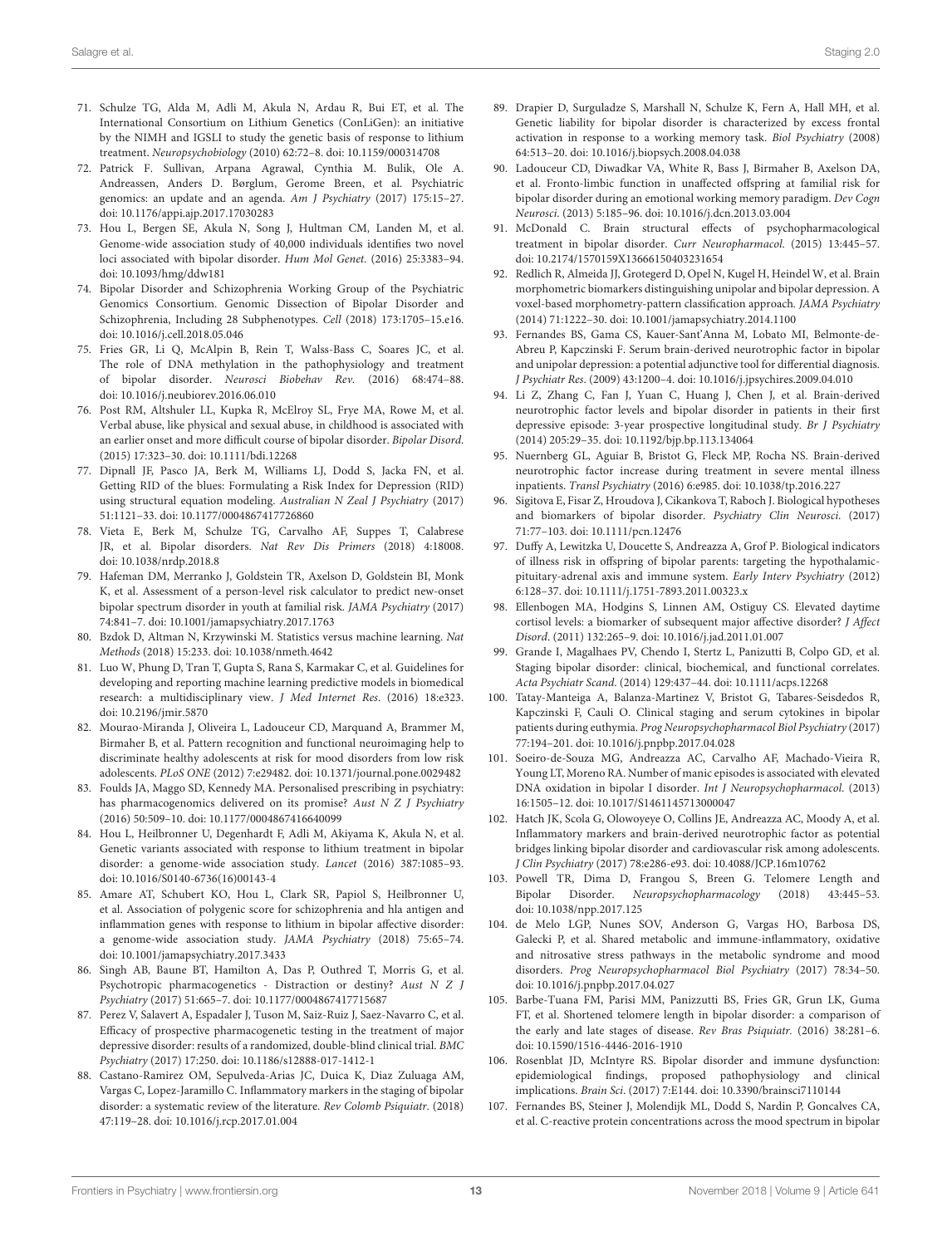71. Schulze TG, Alda M, Adli M, Akula N, Ardau R, Bui ET, et al. The International Consortium on Lithium Genetics (ConLiGen): an initiative by the NIMH and IGSLI to study the genetic basis of response to lithium treatment. *Neuropsychobiology* (2010) 62:72–8. doi: 10.1159/000314708
72. Patrick F. Sullivan, Arpana Agrawal, Cynthia M. Bulik, Ole A. Andreassen, Anders D. Børglum, Gerome Breen, et al. Psychiatric genomics: an update and an agenda. *Am J Psychiatry* (2017) 175:15–27. doi: 10.1176/appi.ajp.2017.17030283
73. Hou L, Bergen SE, Akula N, Song J, Hultman CM, Landen M, et al. Genome-wide association study of 40,000 individuals identifies two novel loci associated with bipolar disorder. *Hum Mol Genet.* (2016) 25:3383–94. doi: 10.1093/hmg/ddw181
74. Bipolar Disorder and Schizophrenia Working Group of the Psychiatric Genomics Consortium. Genomic Dissection of Bipolar Disorder and Schizophrenia, Including 28 Subphenotypes. *Cell* (2018) 173:1705–15.e16. doi: 10.1016/j.cell.2018.05.046
75. Fries GR, Li Q, McAlpin B, Rein T, Walss-Bass C, Soares JC, et al. The role of DNA methylation in the pathophysiology and treatment of bipolar disorder. *Neurosci Biobehav Rev.* (2016) 68:474–88. doi: 10.1016/j.neubiorev.2016.06.010
76. Post RM, Altshuler LL, Kupka R, McElroy SL, Frye MA, Rowe M, et al. Verbal abuse, like physical and sexual abuse, in childhood is associated with an earlier onset and more difficult course of bipolar disorder. *Bipolar Disord.* (2015) 17:323–30. doi: 10.1111/bdi.12268
77. Dipnall JF, Pasco JA, Berk M, Williams LJ, Dodd S, Jacka FN, et al. Getting RID of the blues: Formulating a Risk Index for Depression (RID) using structural equation modeling. *Australian N Zeal J Psychiatry* (2017) 51:1121–33. doi: 10.1177/0004867417726860
78. Vieta E, Berk M, Schulze TG, Carvalho AF, Suppes T, Calabrese JR, et al. Bipolar disorders. *Nat Rev Dis Primers* (2018) 4:18008. doi: 10.1038/nrdp.2018.8
79. Hafeman DM, Merranko J, Goldstein TR, Axelson D, Goldstein BI, Monk K, et al. Assessment of a person-level risk calculator to predict new-onset bipolar spectrum disorder in youth at familial risk. *JAMA Psychiatry* (2017) 74:841–7. doi: 10.1001/jamapsychiatry.2017.1763
80. Bzdok D, Altman N, Krzywinski M. Statistics versus machine learning. *Nat Methods* (2018) 15:233. doi: 10.1038/nmeth.4642
81. Luo W, Phung D, Tran T, Gupta S, Rana S, Karmakar C, et al. Guidelines for developing and reporting machine learning predictive models in biomedical research: a multidisciplinary view. *J Med Internet Res.* (2016) 18:e323. doi: 10.2196/jmir.5870
82. Mourao-Miranda J, Oliveira L, Ladouceur CD, Marquand A, Brammer M, Birmaher B, et al. Pattern recognition and functional neuroimaging help to discriminate healthy adolescents at risk for mood disorders from low risk adolescents. *PLoS ONE* (2012) 7:e29482. doi: 10.1371/journal.pone.0029482
83. Foulds JA, Maggo SD, Kennedy MA. Personalised prescribing in psychiatry: has pharmacogenomics delivered on its promise? *Aust N Z J Psychiatry* (2016) 50:509–10. doi: 10.1177/0004867416640099
84. Hou L, Heilbronner U, Degenhardt F, Adli M, Akiyama K, Akula N, et al. Genetic variants associated with response to lithium treatment in bipolar disorder: a genome-wide association study. *Lancet* (2016) 387:1085–93. doi: 10.1016/S0140-6736(16)00143-4
85. Amare AT, Schubert KO, Hou L, Clark SR, Papiol S, Heilbronner U, et al. Association of polygenic score for schizophrenia and hla antigen and inflammation genes with response to lithium in bipolar affective disorder: a genome-wide association study. *JAMA Psychiatry* (2018) 75:65–74. doi: 10.1001/jamapsychiatry.2017.3433
86. Singh AB, Baune BT, Hamilton A, Das P, Outhred T, Morris G, et al. Psychotropic pharmacogenetics - Distraction or destiny? *Aust N Z J Psychiatry* (2017) 51:665–7. doi: 10.1177/0004867417715687
87. Perez V, Salavert A, Espadaler J, Tuson M, Saiz-Ruiz J, Saez-Navarro C, et al. Efficacy of prospective pharmacogenetic testing in the treatment of major depressive disorder: results of a randomized, double-blind clinical trial. *BMC Psychiatry* (2017) 17:250. doi: 10.1186/s12888-017-1412-1
88. Castano-Ramirez OM, Sepulveda-Arias JC, Duica K, Diaz Zuluaga AM, Vargas C, Lopez-Jaramillo C. Inflammatory markers in the staging of bipolar disorder: a systematic review of the literature. *Rev Colomb Psiquiatr.* (2018) 47:119–28. doi: 10.1016/j.rcp.2017.01.004
89. Drapier D, Surguladze S, Marshall N, Schulze K, Fern A, Hall MH, et al. Genetic liability for bipolar disorder is characterized by excess frontal activation in response to a working memory task. *Biol Psychiatry* (2008) 64:513–20. doi: 10.1016/j.biopsych.2008.04.038
90. Ladouceur CD, Diwadkar VA, White R, Bass J, Birmaher B, Axelson DA, et al. Fronto-limbic function in unaffected offspring at familial risk for bipolar disorder during an emotional working memory paradigm. *Dev Cogn Neurosci.* (2013) 5:185–96. doi: 10.1016/j.dcn.2013.03.004
91. McDonald C. Brain structural effects of psychopharmacological treatment in bipolar disorder. *Curr Neuropharmacol.* (2015) 13:445–57. doi: 10.2174/1570159X13666150403231654
92. Redlich R, Almeida JJ, Grotegerd D, Opel N, Kugel H, Heindel W, et al. Brain morphometric biomarkers distinguishing unipolar and bipolar depression. A voxel-based morphometry-pattern classification approach. *JAMA Psychiatry* (2014) 71:1222–30. doi: 10.1001/jamapsychiatry.2014.1100
93. Fernandes BS, Gama CS, Kauer-Sant'Anna M, Lobato MI, Belmonte-de-Abreu P, Kapczinski F. Serum brain-derived neurotrophic factor in bipolar and unipolar depression: a potential adjunctive tool for differential diagnosis. *J Psychiatr Res.* (2009) 43:1200–4. doi: 10.1016/j.jpsychires.2009.04.010
94. Li Z, Zhang C, Fan J, Yuan C, Huang J, Chen J, et al. Brain-derived neurotrophic factor levels and bipolar disorder in patients in their first depressive episode: 3-year prospective longitudinal study. *Br J Psychiatry* (2014) 205:29–35. doi: 10.1192/bjp.bp.113.134064
95. Nuernberg GL, Aguiar B, Bristot G, Fleck MP, Rocha NS. Brain-derived neurotrophic factor increase during treatment in severe mental illness inpatients. *Transl Psychiatry* (2016) 6:e985. doi: 10.1038/tp.2016.227
96. Sigitova E, Fisar Z, Hroudova J, Cikankova T, Raboch J. Biological hypotheses and biomarkers of bipolar disorder. *Psychiatry Clin Neurosci.* (2017) 71:77–103. doi: 10.1111/pcn.12476
97. Duffy A, Lewitzka U, Doucette S, Andreazza A, Grof P. Biological indicators of illness risk in offspring of bipolar parents: targeting the hypothalamic-pituitary-adrenal axis and immune system. *Early Interv Psychiatry* (2012) 6:128–37. doi: 10.1111/j.1751-7893.2011.00323.x
98. Ellenbogen MA, Hodgins S, Linnen AM, Ostiguy CS. Elevated daytime cortisol levels: a biomarker of subsequent major affective disorder? *J Affect Disord.* (2011) 132:265–9. doi: 10.1016/j.jad.2011.01.007
99. Grande I, Magalhaes PV, Chendo I, Stertz L, Panizutti B, Colpo GD, et al. Staging bipolar disorder: clinical, biochemical, and functional correlates. *Acta Psychiatr Scand.* (2014) 129:437–44. doi: 10.1111/acps.12268
100. Tatay-Manteiga A, Balanza-Martinez V, Bristot G, Tabares-Seisdedos R, Kapczinski F, Cauli O. Clinical staging and serum cytokines in bipolar patients during euthymia. *Prog Neuropsychopharmacol Biol Psychiatry* (2017) 77:194–201. doi: 10.1016/j.pnpbp.2017.04.028
101. Soeiro-de-Souza MG, Andreazza AC, Carvalho AF, Machado-Vieira R, Young LT, Moreno RA. Number of manic episodes is associated with elevated DNA oxidation in bipolar I disorder. *Int J Neuropsychopharmacol.* (2013) 16:1505–12. doi: 10.1017/S1461145713000047
102. Hatch JK, Scola G, Olowoyeye O, Collins JE, Andreazza AC, Moody A, et al. Inflammatory markers and brain-derived neurotrophic factor as potential bridges linking bipolar disorder and cardiovascular risk among adolescents. *J Clin Psychiatry* (2017) 78:e286-e93. doi: 10.4088/JCP.16m10762
103. Powell TR, Dima D, Frangou S, Breen G. Telomere Length and Bipolar Disorder. *Neuropsychopharmacology* (2018) 43:445–53. doi: 10.1038/npp.2017.125
104. de Melo LGP, Nunes SOV, Anderson G, Vargas HO, Barbosa DS, Galecki P, et al. Shared metabolic and immune-inflammatory, oxidative and nitrosative stress pathways in the metabolic syndrome and mood disorders. *Prog Neuropsychopharmacol Biol Psychiatry* (2017) 78:34–50. doi: 10.1016/j.pnpbp.2017.04.027
105. Barbe-Tuana FM, Parisi MM, Panizzutti BS, Fries GR, Grun LK, Guma FT, et al. Shortened telomere length in bipolar disorder: a comparison of the early and late stages of disease. *Rev Bras Psiquiatr.* (2016) 38:281–6. doi: 10.1590/1516-4446-2016-1910
106. Rosenblat JD, McIntyre RS. Bipolar disorder and immune dysfunction: epidemiological findings, proposed pathophysiology and clinical implications. *Brain Sci.* (2017) 7:E144. doi: 10.3390/brainsci7110144
107. Fernandes BS, Steiner J, Molendijk ML, Dodd S, Nardin P, Goncalves CA, et al. C-reactive protein concentrations across the mood spectrum in bipolar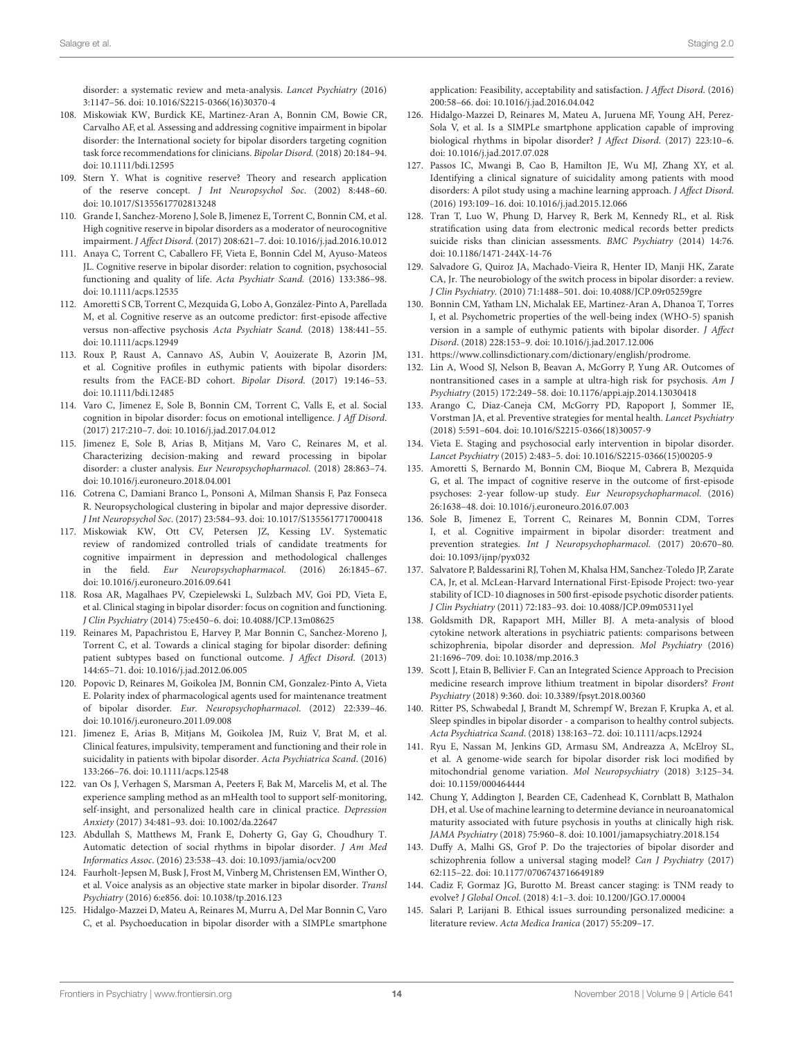disorder: a systematic review and meta-analysis. *Lancet Psychiatry* (2016) 3:1147–56. doi: 10.1016/S2215-0366(16)30370-4

108. Miskowiak KW, Burdick KE, Martinez-Aran A, Bonnin CM, Bowie CR, Carvalho AF, et al. Assessing and addressing cognitive impairment in bipolar disorder: the International society for bipolar disorders targeting cognition task force recommendations for clinicians. *Bipolar Disord.* (2018) 20:184–94. doi: 10.1111/bdi.12595
109. Stern Y. What is cognitive reserve? Theory and research application of the reserve concept. *J Int Neuropsychol Soc.* (2002) 8:448–60. doi: 10.1017/S1355617702813248
110. Grande I, Sanchez-Moreno J, Sole B, Jimenez E, Torrent C, Bonnin CM, et al. High cognitive reserve in bipolar disorders as a moderator of neurocognitive impairment. *J Affect Disord.* (2017) 208:621–7. doi: 10.1016/j.jad.2016.10.012
111. Anaya C, Torrent C, Caballero FF, Vieta E, Bonnin Cdel M, Ayuso-Mateos JL. Cognitive reserve in bipolar disorder: relation to cognition, psychosocial functioning and quality of life. *Acta Psychiatr Scand.* (2016) 133:386–98. doi: 10.1111/acps.12535
112. Amoretti S CB, Torrent C, Mezquida G, Lobo A, González-Pinto A, Parellada M, et al. Cognitive reserve as an outcome predictor: first-episode affective versus non-affective psychosis *Acta Psychiatr Scand.* (2018) 138:441–55. doi: 10.1111/acps.12949
113. Roux P, Raust A, Cannavo AS, Aubin V, Aouizerate B, Azorin JM, et al. Cognitive profiles in euthymic patients with bipolar disorders: results from the FACE-BD cohort. *Bipolar Disord.* (2017) 19:146–53. doi: 10.1111/bdi.12485
114. Varo C, Jimenez E, Sole B, Bonnin CM, Torrent C, Valls E, et al. Social cognition in bipolar disorder: focus on emotional intelligence. *J Aff Disord.* (2017) 217:210–7. doi: 10.1016/j.jad.2017.04.012
115. Jimenez E, Sole B, Arias B, Mitjans M, Varo C, Reinares M, et al. Characterizing decision-making and reward processing in bipolar disorder: a cluster analysis. *Eur Neuropsychopharmacol.* (2018) 28:863–74. doi: 10.1016/j.euroneuro.2018.04.001
116. Cotrena C, Damiani Branco L, Ponsoni A, Milman Shansis F, Paz Fonseca R. Neuropsychological clustering in bipolar and major depressive disorder. *J Int Neuropsychol Soc.* (2017) 23:584–93. doi: 10.1017/S1355617717000418
117. Miskowiak KW, Ott CV, Petersen JZ, Kessing LV. Systematic review of randomized controlled trials of candidate treatments for cognitive impairment in depression and methodological challenges in the field. *Eur Neuropsychopharmacol.* (2016) 26:1845–67. doi: 10.1016/j.euroneuro.2016.09.641
118. Rosa AR, Magalhaes PV, Czepielewski L, Sulzbach MV, Goi PD, Vieta E, et al. Clinical staging in bipolar disorder: focus on cognition and functioning. *J Clin Psychiatry* (2014) 75:e450–6. doi: 10.4088/JCP.13m08625
119. Reinares M, Papachristou E, Harvey P, Mar Bonnin C, Sanchez-Moreno J, Torrent C, et al. Towards a clinical staging for bipolar disorder: defining patient subtypes based on functional outcome. *J Affect Disord.* (2013) 144:65–71. doi: 10.1016/j.jad.2012.06.005
120. Popovic D, Reinares M, Goikolea JM, Bonnin CM, Gonzalez-Pinto A, Vieta E. Polarity index of pharmacological agents used for maintenance treatment of bipolar disorder. *Eur. Neuropsychopharmacol.* (2012) 22:339–46. doi: 10.1016/j.euroneuro.2011.09.008
121. Jimenez E, Arias B, Mitjans M, Goikolea JM, Ruiz V, Brat M, et al. Clinical features, impulsivity, temperament and functioning and their role in suicidality in patients with bipolar disorder. *Acta Psychiatrica Scand.* (2016) 133:266–76. doi: 10.1111/acps.12548
122. van Os J, Verhagen S, Marsman A, Peeters F, Bak M, Marcelis M, et al. The experience sampling method as an mHealth tool to support self-monitoring, self-insight, and personalized health care in clinical practice. *Depression Anxiety* (2017) 34:481–93. doi: 10.1002/da.22647
123. Abdullah S, Matthews M, Frank E, Doherty G, Gay G, Choudhury T. Automatic detection of social rhythms in bipolar disorder. *J Am Med Informatics Assoc.* (2016) 23:538–43. doi: 10.1093/jamia/ocv200
124. Faurholt-Jepsen M, Busk J, Frost M, Vinberg M, Christensen EM, Winther O, et al. Voice analysis as an objective state marker in bipolar disorder. *Transl Psychiatry* (2016) 6:e856. doi: 10.1038/tp.2016.123
125. Hidalgo-Mazzei D, Mateu A, Reinares M, Murru A, Del Mar Bonnin C, Varo C, et al. Psychoeducation in bipolar disorder with a SIMPLe smartphone application: Feasibility, acceptability and satisfaction. *J Affect Disord.* (2016) 200:58–66. doi: 10.1016/j.jad.2016.04.042
126. Hidalgo-Mazzei D, Reinares M, Mateu A, Juruena MF, Young AH, Perez-Sola V, et al. Is a SIMPLe smartphone application capable of improving biological rhythms in bipolar disorder? *J Affect Disord.* (2017) 223:10–6. doi: 10.1016/j.jad.2017.07.028
127. Passos IC, Mwangi B, Cao B, Hamilton JE, Wu MJ, Zhang XY, et al. Identifying a clinical signature of suicidality among patients with mood disorders: A pilot study using a machine learning approach. *J Affect Disord.* (2016) 193:109–16. doi: 10.1016/j.jad.2015.12.066
128. Tran T, Luo W, Phung D, Harvey R, Berk M, Kennedy RL, et al. Risk stratification using data from electronic medical records better predicts suicide risks than clinician assessments. *BMC Psychiatry* (2014) 14:76. doi: 10.1186/1471-244X-14-76
129. Salvadore G, Quiroz JA, Machado-Vieira R, Henter ID, Manji HK, Zarate CA, Jr. The neurobiology of the switch process in bipolar disorder: a review. *J Clin Psychiatry.* (2010) 71:1488–501. doi: 10.4088/JCP.09r05259gre
130. Bonnin CM, Yatham LN, Michalak EE, Martinez-Aran A, Dhanoa T, Torres I, et al. Psychometric properties of the well-being index (WHO-5) spanish version in a sample of euthymic patients with bipolar disorder. *J Affect Disord.* (2018) 228:153–9. doi: 10.1016/j.jad.2017.12.006
131. https://www.collinsdictionary.com/dictionary/english/prodrome.
132. Lin A, Wood SJ, Nelson B, Beavan A, McGorry P, Yung AR. Outcomes of nontransitioned cases in a sample at ultra-high risk for psychosis. *Am J Psychiatry* (2015) 172:249–58. doi: 10.1176/appi.ajp.2014.13030418
133. Arango C, Diaz-Caneja CM, McGorry PD, Rapoport J, Sommer IE, Vorstman JA, et al. Preventive strategies for mental health. *Lancet Psychiatry* (2018) 5:591–604. doi: 10.1016/S2215-0366(18)30057-9
134. Vieta E. Staging and psychosocial early intervention in bipolar disorder. *Lancet Psychiatry* (2015) 2:483–5. doi: 10.1016/S2215-0366(15)00205-9
135. Amoretti S, Bernardo M, Bonnin CM, Bioque M, Cabrera B, Mezquida G, et al. The impact of cognitive reserve in the outcome of first-episode psychoses: 2-year follow-up study. *Eur Neuropsychopharmacol.* (2016) 26:1638–48. doi: 10.1016/j.euroneuro.2016.07.003
136. Sole B, Jimenez E, Torrent C, Reinares M, Bonnin CDM, Torres I, et al. Cognitive impairment in bipolar disorder: treatment and prevention strategies. *Int J Neuropsychopharmacol.* (2017) 20:670–80. doi: 10.1093/ijnp/pyx032
137. Salvatore P, Baldessarini RJ, Tohen M, Khalsa HM, Sanchez-Toledo JP, Zarate CA, Jr, et al. McLean-Harvard International First-Episode Project: two-year stability of ICD-10 diagnoses in 500 first-episode psychotic disorder patients. *J Clin Psychiatry* (2011) 72:183–93. doi: 10.4088/JCP.09m05311yel
138. Goldsmith DR, Rapaport MH, Miller BJ. A meta-analysis of blood cytokine network alterations in psychiatric patients: comparisons between schizophrenia, bipolar disorder and depression. *Mol Psychiatry* (2016) 21:1696–709. doi: 10.1038/mp.2016.3
139. Scott J, Etain B, Bellivier F. Can an Integrated Science Approach to Precision medicine research improve lithium treatment in bipolar disorders? *Front Psychiatry* (2018) 9:360. doi: 10.3389/fpsyt.2018.00360
140. Ritter PS, Schwabedal J, Brandt M, Schrempf W, Brezan F, Krupka A, et al. Sleep spindles in bipolar disorder - a comparison to healthy control subjects. *Acta Psychiatrica Scand.* (2018) 138:163–72. doi: 10.1111/acps.12924
141. Ryu E, Nassan M, Jenkins GD, Armasu SM, Andreazza A, McElroy SL, et al. A genome-wide search for bipolar disorder risk loci modified by mitochondrial genome variation. *Mol Neuropsychiatry* (2018) 3:125–34. doi: 10.1159/000464444
142. Chung Y, Addington J, Bearden CE, Cadenhead K, Cornblatt B, Mathalon DH, et al. Use of machine learning to determine deviance in neuroanatomical maturity associated with future psychosis in youths at clinically high risk. *JAMA Psychiatry* (2018) 75:960–8. doi: 10.1001/jamapsychiatry.2018.154
143. Duffy A, Malhi GS, Grof P. Do the trajectories of bipolar disorder and schizophrenia follow a universal staging model? *Can J Psychiatry* (2017) 62:115–22. doi: 10.1177/0706743716649189
144. Cadiz F, Gormaz JG, Burotto M. Breast cancer staging: is TNM ready to evolve? *J Global Oncol.* (2018) 4:1–3. doi: 10.1200/JGO.17.00004
145. Salari P, Larijani B. Ethical issues surrounding personalized medicine: a literature review. *Acta Medica Iranica* (2017) 55:209–17.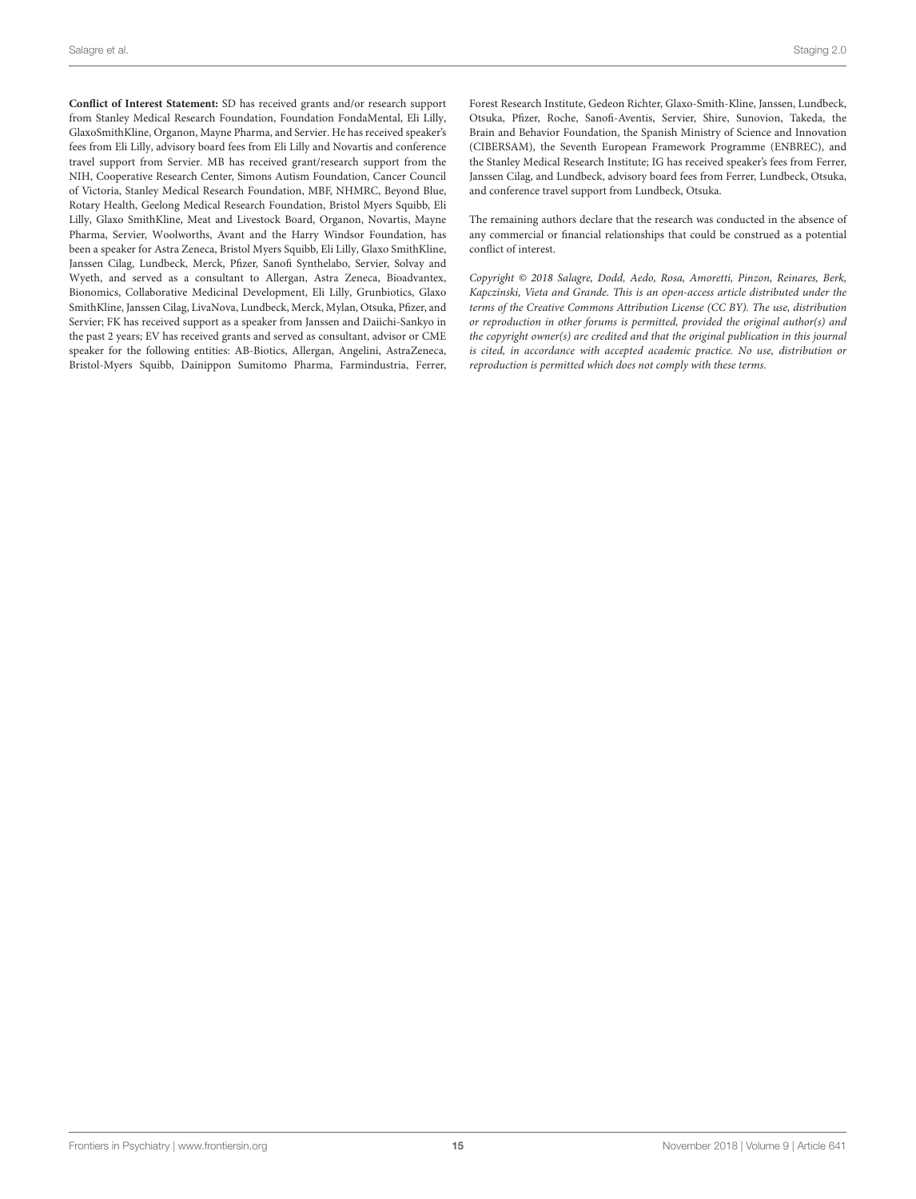**Conflict of Interest Statement:** SD has received grants and/or research support from Stanley Medical Research Foundation, Foundation FondaMental, Eli Lilly, GlaxoSmithKline, Organon, Mayne Pharma, and Servier. He has received speaker's fees from Eli Lilly, advisory board fees from Eli Lilly and Novartis and conference travel support from Servier. MB has received grant/research support from the NIH, Cooperative Research Center, Simons Autism Foundation, Cancer Council of Victoria, Stanley Medical Research Foundation, MBF, NHMRC, Beyond Blue, Rotary Health, Geelong Medical Research Foundation, Bristol Myers Squibb, Eli Lilly, Glaxo SmithKline, Meat and Livestock Board, Organon, Novartis, Mayne Pharma, Servier, Woolworths, Avant and the Harry Windsor Foundation, has been a speaker for Astra Zeneca, Bristol Myers Squibb, Eli Lilly, Glaxo SmithKline, Janssen Cilag, Lundbeck, Merck, Pfizer, Sanofi Synthelabo, Servier, Solvay and Wyeth, and served as a consultant to Allergan, Astra Zeneca, Bioadvantex, Bionomics, Collaborative Medicinal Development, Eli Lilly, Grunbiotics, Glaxo SmithKline, Janssen Cilag, LivaNova, Lundbeck, Merck, Mylan, Otsuka, Pfizer, and Servier; FK has received support as a speaker from Janssen and Daiichi-Sankyo in the past 2 years; EV has received grants and served as consultant, advisor or CME speaker for the following entities: AB-Biotics, Allergan, Angelini, AstraZeneca, Bristol-Myers Squibb, Dainippon Sumitomo Pharma, Farmindustria, Ferrer, Forest Research Institute, Gedeon Richter, Glaxo-Smith-Kline, Janssen, Lundbeck, Otsuka, Pfizer, Roche, Sanofi-Aventis, Servier, Shire, Sunovion, Takeda, the Brain and Behavior Foundation, the Spanish Ministry of Science and Innovation (CIBERSAM), the Seventh European Framework Programme (ENBREC), and the Stanley Medical Research Institute; IG has received speaker's fees from Ferrer, Janssen Cilag, and Lundbeck, advisory board fees from Ferrer, Lundbeck, Otsuka, and conference travel support from Lundbeck, Otsuka.

The remaining authors declare that the research was conducted in the absence of any commercial or financial relationships that could be construed as a potential conflict of interest.

*Copyright © 2018 Salagre, Dodd, Aedo, Rosa, Amoretti, Pinzon, Reinares, Berk, Kapczinski, Vieta and Grande. This is an open-access article distributed under the terms of the Creative Commons Attribution License (CC BY). The use, distribution or reproduction in other forums is permitted, provided the original author(s) and the copyright owner(s) are credited and that the original publication in this journal is cited, in accordance with accepted academic practice. No use, distribution or reproduction is permitted which does not comply with these terms.*